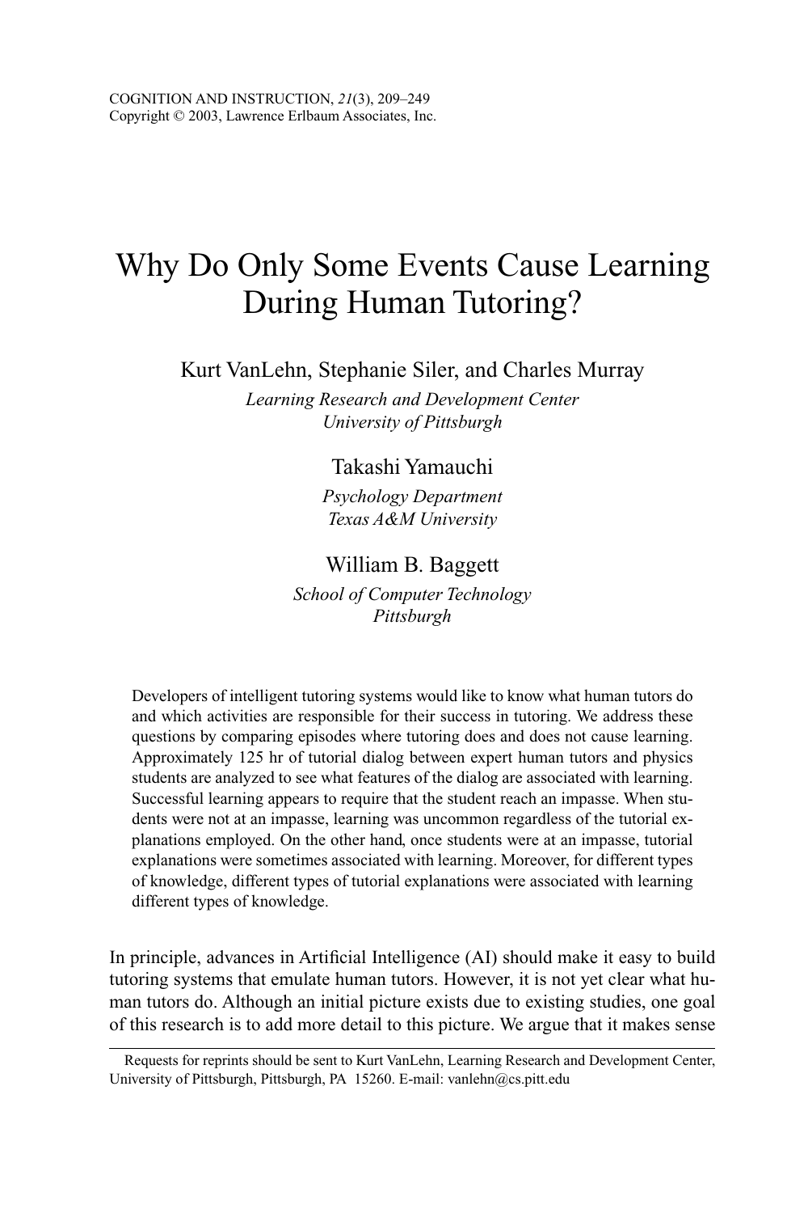# Why Do Only Some Events Cause Learning During Human Tutoring?

Kurt VanLehn, Stephanie Siler, and Charles Murray

*Learning Research and Development Center*
*University of Pittsburgh*

Takashi Yamauchi

*Psychology Department*
*Texas A&M University*

William B. Baggett

*School of Computer Technology*
*Pittsburgh*

Developers of intelligent tutoring systems would like to know what human tutors do and which activities are responsible for their success in tutoring. We address these questions by comparing episodes where tutoring does and does not cause learning. Approximately 125 hr of tutorial dialog between expert human tutors and physics students are analyzed to see what features of the dialog are associated with learning. Successful learning appears to require that the student reach an impasse. When students were not at an impasse, learning was uncommon regardless of the tutorial explanations employed. On the other hand, once students were at an impasse, tutorial explanations were sometimes associated with learning. Moreover, for different types of knowledge, different types of tutorial explanations were associated with learning different types of knowledge.

In principle, advances in Artificial Intelligence (AI) should make it easy to build tutoring systems that emulate human tutors. However, it is not yet clear what human tutors do. Although an initial picture exists due to existing studies, one goal of this research is to add more detail to this picture. We argue that it makes sense

---

Requests for reprints should be sent to Kurt VanLehn, Learning Research and Development Center, University of Pittsburgh, Pittsburgh, PA 15260. E-mail: vanlehn@cs.pitt.edu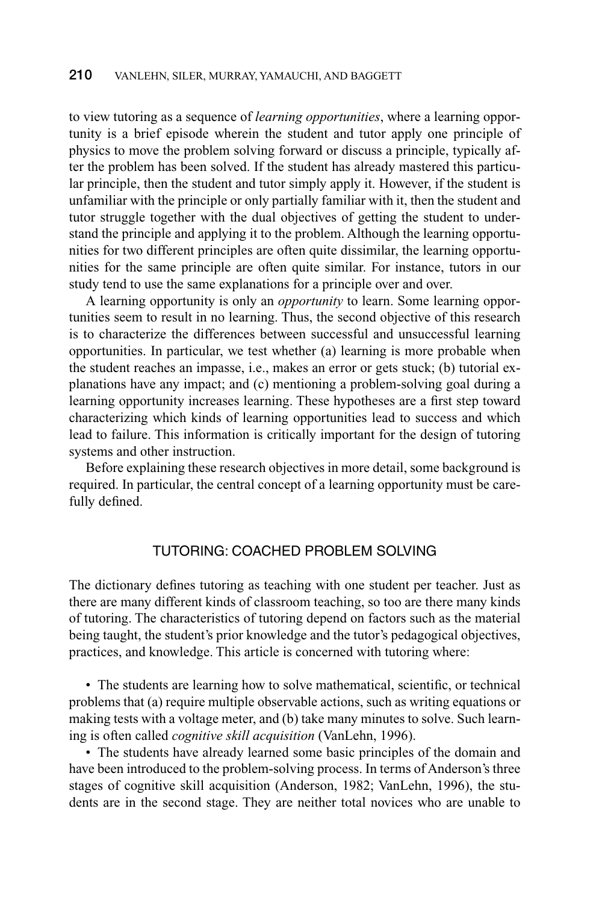to view tutoring as a sequence of *learning opportunities*, where a learning opportunity is a brief episode wherein the student and tutor apply one principle of physics to move the problem solving forward or discuss a principle, typically after the problem has been solved. If the student has already mastered this particular principle, then the student and tutor simply apply it. However, if the student is unfamiliar with the principle or only partially familiar with it, then the student and tutor struggle together with the dual objectives of getting the student to understand the principle and applying it to the problem. Although the learning opportunities for two different principles are often quite dissimilar, the learning opportunities for the same principle are often quite similar. For instance, tutors in our study tend to use the same explanations for a principle over and over.

A learning opportunity is only an *opportunity* to learn. Some learning opportunities seem to result in no learning. Thus, the second objective of this research is to characterize the differences between successful and unsuccessful learning opportunities. In particular, we test whether (a) learning is more probable when the student reaches an impasse, i.e., makes an error or gets stuck; (b) tutorial explanations have any impact; and (c) mentioning a problem-solving goal during a learning opportunity increases learning. These hypotheses are a first step toward characterizing which kinds of learning opportunities lead to success and which lead to failure. This information is critically important for the design of tutoring systems and other instruction.

Before explaining these research objectives in more detail, some background is required. In particular, the central concept of a learning opportunity must be carefully defined.

## TUTORING: COACHED PROBLEM SOLVING

The dictionary defines tutoring as teaching with one student per teacher. Just as there are many different kinds of classroom teaching, so too are there many kinds of tutoring. The characteristics of tutoring depend on factors such as the material being taught, the student's prior knowledge and the tutor's pedagogical objectives, practices, and knowledge. This article is concerned with tutoring where:

- The students are learning how to solve mathematical, scientific, or technical problems that (a) require multiple observable actions, such as writing equations or making tests with a voltage meter, and (b) take many minutes to solve. Such learning is often called *cognitive skill acquisition* (VanLehn, 1996).
- The students have already learned some basic principles of the domain and have been introduced to the problem-solving process. In terms of Anderson's three stages of cognitive skill acquisition (Anderson, 1982; VanLehn, 1996), the students are in the second stage. They are neither total novices who are unable to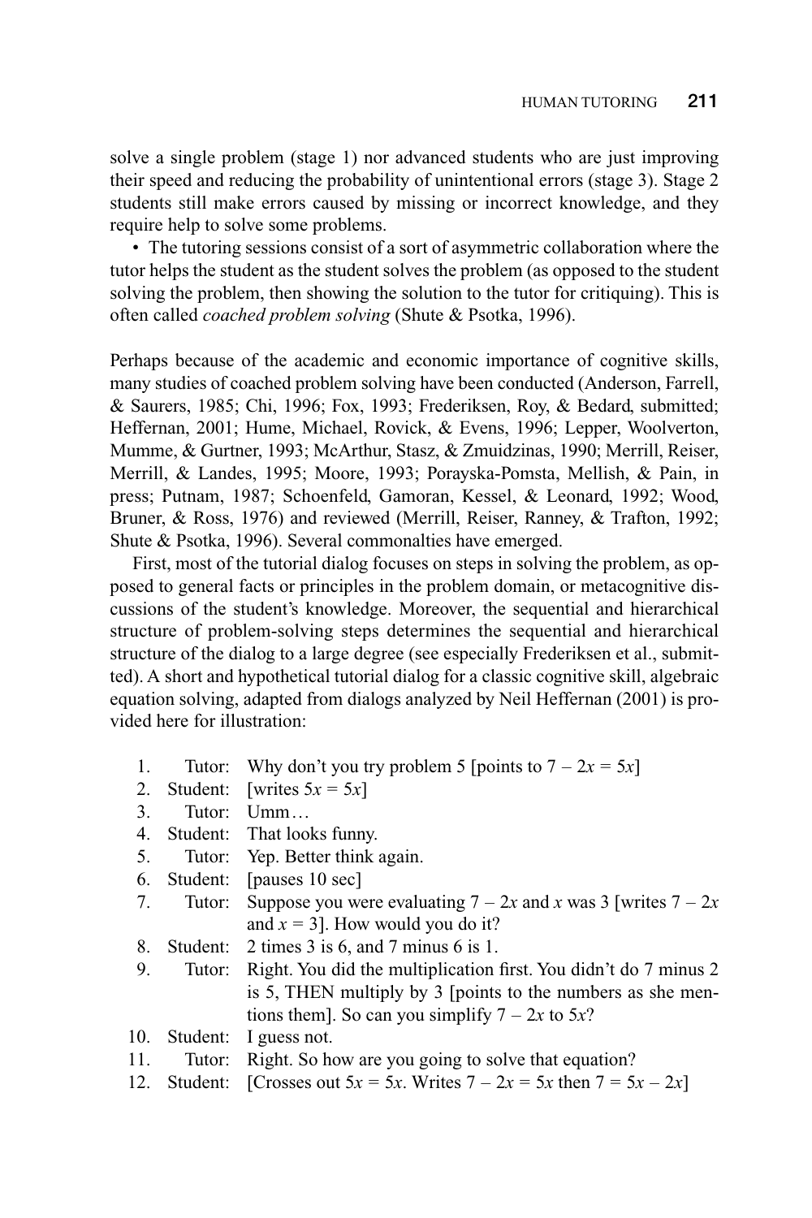solve a single problem (stage 1) nor advanced students who are just improving their speed and reducing the probability of unintentional errors (stage 3). Stage 2 students still make errors caused by missing or incorrect knowledge, and they require help to solve some problems.

- The tutoring sessions consist of a sort of asymmetric collaboration where the tutor helps the student as the student solves the problem (as opposed to the student solving the problem, then showing the solution to the tutor for critiquing). This is often called *coached problem solving* (Shute & Psotka, 1996).

Perhaps because of the academic and economic importance of cognitive skills, many studies of coached problem solving have been conducted (Anderson, Farrell, & Saurers, 1985; Chi, 1996; Fox, 1993; Frederiksen, Roy, & Bedard, submitted; Heffernan, 2001; Hume, Michael, Rovick, & Evens, 1996; Lepper, Woolverton, Mumme, & Gurtner, 1993; McArthur, Stasz, & Zmuidzinas, 1990; Merrill, Reiser, Merrill, & Landes, 1995; Moore, 1993; Porayska-Pomsta, Mellish, & Pain, in press; Putnam, 1987; Schoenfeld, Gamoran, Kessel, & Leonard, 1992; Wood, Bruner, & Ross, 1976) and reviewed (Merrill, Reiser, Ranney, & Trafton, 1992; Shute & Psotka, 1996). Several commonalties have emerged.

First, most of the tutorial dialog focuses on steps in solving the problem, as opposed to general facts or principles in the problem domain, or metacognitive discussions of the student's knowledge. Moreover, the sequential and hierarchical structure of problem-solving steps determines the sequential and hierarchical structure of the dialog to a large degree (see especially Frederiksen et al., submitted). A short and hypothetical tutorial dialog for a classic cognitive skill, algebraic equation solving, adapted from dialogs analyzed by Neil Heffernan (2001) is provided here for illustration:

1. Tutor: Why don't you try problem 5 [points to $7 - 2x = 5x$]
2. Student: [writes $5x = 5x$]
3. Tutor: Umm…
4. Student: That looks funny.
5. Tutor: Yep. Better think again.
6. Student: [pauses 10 sec]
7. Tutor: Suppose you were evaluating $7 - 2x$ and $x$ was 3 [writes $7 - 2x$ and $x = 3$]. How would you do it?
8. Student: 2 times 3 is 6, and 7 minus 6 is 1.
9. Tutor: Right. You did the multiplication first. You didn't do 7 minus 2 is 5, THEN multiply by 3 [points to the numbers as she mentions them]. So can you simplify $7 - 2x$ to $5x$?
10. Student: I guess not.
11. Tutor: Right. So how are you going to solve that equation?
12. Student: [Crosses out $5x = 5x$. Writes $7 - 2x = 5x$ then $7 = 5x - 2x$]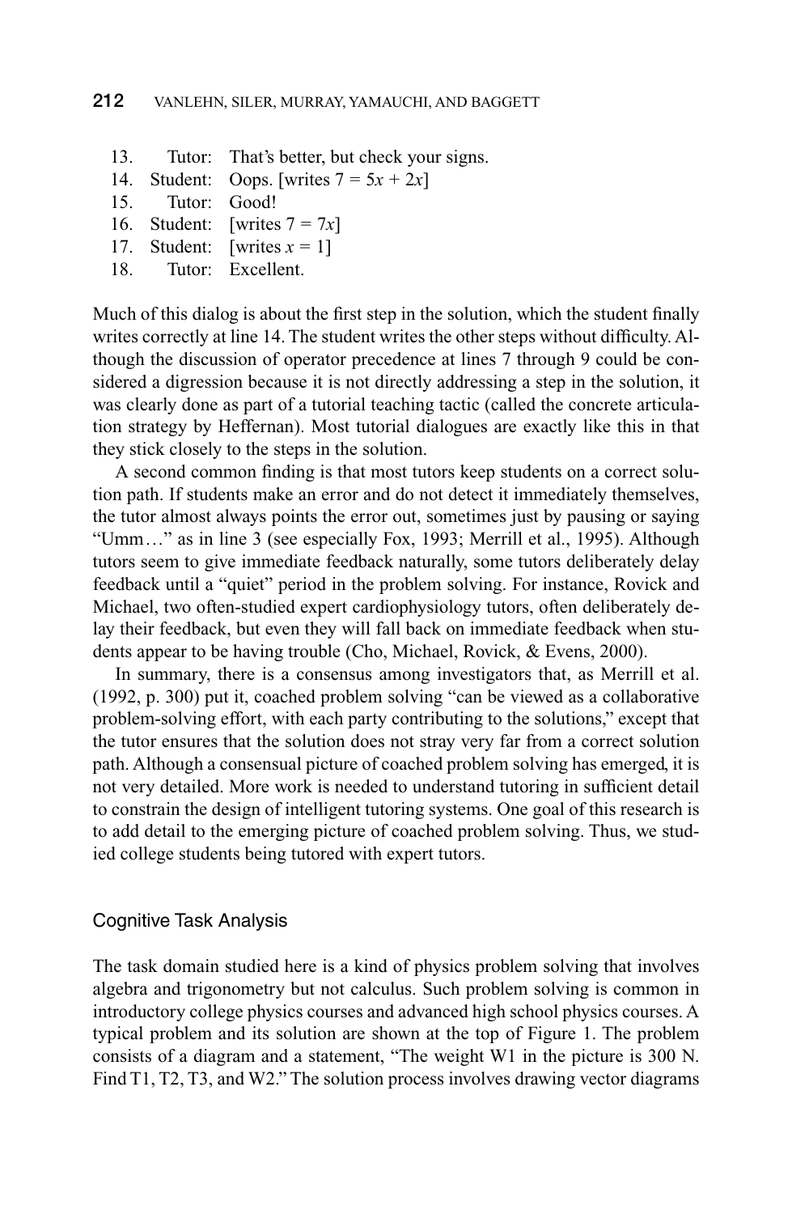13. Tutor: That's better, but check your signs.
14. Student: Oops. [writes $7 = 5x + 2x$]
15. Tutor: Good!
16. Student: [writes $7 = 7x$]
17. Student: [writes $x = 1$]
18. Tutor: Excellent.

Much of this dialog is about the first step in the solution, which the student finally writes correctly at line 14. The student writes the other steps without difficulty. Although the discussion of operator precedence at lines 7 through 9 could be considered a digression because it is not directly addressing a step in the solution, it was clearly done as part of a tutorial teaching tactic (called the concrete articulation strategy by Heffernan). Most tutorial dialogues are exactly like this in that they stick closely to the steps in the solution.

A second common finding is that most tutors keep students on a correct solution path. If students make an error and do not detect it immediately themselves, the tutor almost always points the error out, sometimes just by pausing or saying "Umm…" as in line 3 (see especially Fox, 1993; Merrill et al., 1995). Although tutors seem to give immediate feedback naturally, some tutors deliberately delay feedback until a "quiet" period in the problem solving. For instance, Rovick and Michael, two often-studied expert cardiophysiology tutors, often deliberately delay their feedback, but even they will fall back on immediate feedback when students appear to be having trouble (Cho, Michael, Rovick, & Evens, 2000).

In summary, there is a consensus among investigators that, as Merrill et al. (1992, p. 300) put it, coached problem solving "can be viewed as a collaborative problem-solving effort, with each party contributing to the solutions," except that the tutor ensures that the solution does not stray very far from a correct solution path. Although a consensual picture of coached problem solving has emerged, it is not very detailed. More work is needed to understand tutoring in sufficient detail to constrain the design of intelligent tutoring systems. One goal of this research is to add detail to the emerging picture of coached problem solving. Thus, we studied college students being tutored with expert tutors.

## Cognitive Task Analysis

The task domain studied here is a kind of physics problem solving that involves algebra and trigonometry but not calculus. Such problem solving is common in introductory college physics courses and advanced high school physics courses. A typical problem and its solution are shown at the top of Figure 1. The problem consists of a diagram and a statement, "The weight W1 in the picture is 300 N. Find T1, T2, T3, and W2." The solution process involves drawing vector diagrams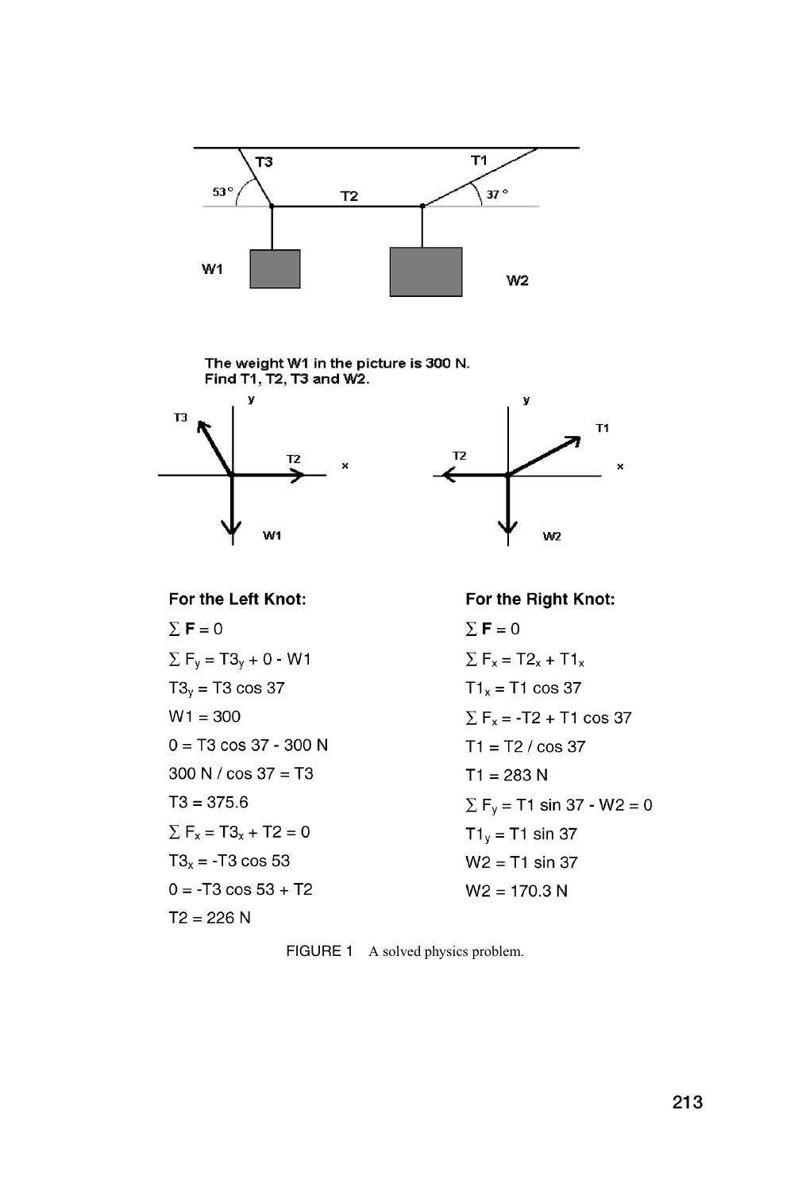The weight W1 in the picture is 300 N.
Find T1, T2, T3 and W2.

**For the Left Knot:**

$\sum \mathbf{F} = 0$

$\sum F_y = T3_y + 0 - W1$

$T3_y = T3 \cos 37$

$W1 = 300$

$0 = T3 \cos 37 - 300\text{ N}$

$300\text{ N} / \cos 37 = T3$

$T3 = 375.6$

$\sum F_x = T3_x + T2 = 0$

$T3_x = -T3 \cos 53$

$0 = -T3 \cos 53 + T2$

$T2 = 226\text{ N}$

**For the Right Knot:**

$\sum \mathbf{F} = 0$

$\sum F_x = T2_x + T1_x$

$T1_x = T1 \cos 37$

$\sum F_x = -T2 + T1 \cos 37$

$T1 = T2 / \cos 37$

$T1 = 283\text{ N}$

$\sum F_y = T1 \sin 37 - W2 = 0$

$T1_y = T1 \sin 37$

$W2 = T1 \sin 37$

$W2 = 170.3\text{ N}$

FIGURE 1 A solved physics problem.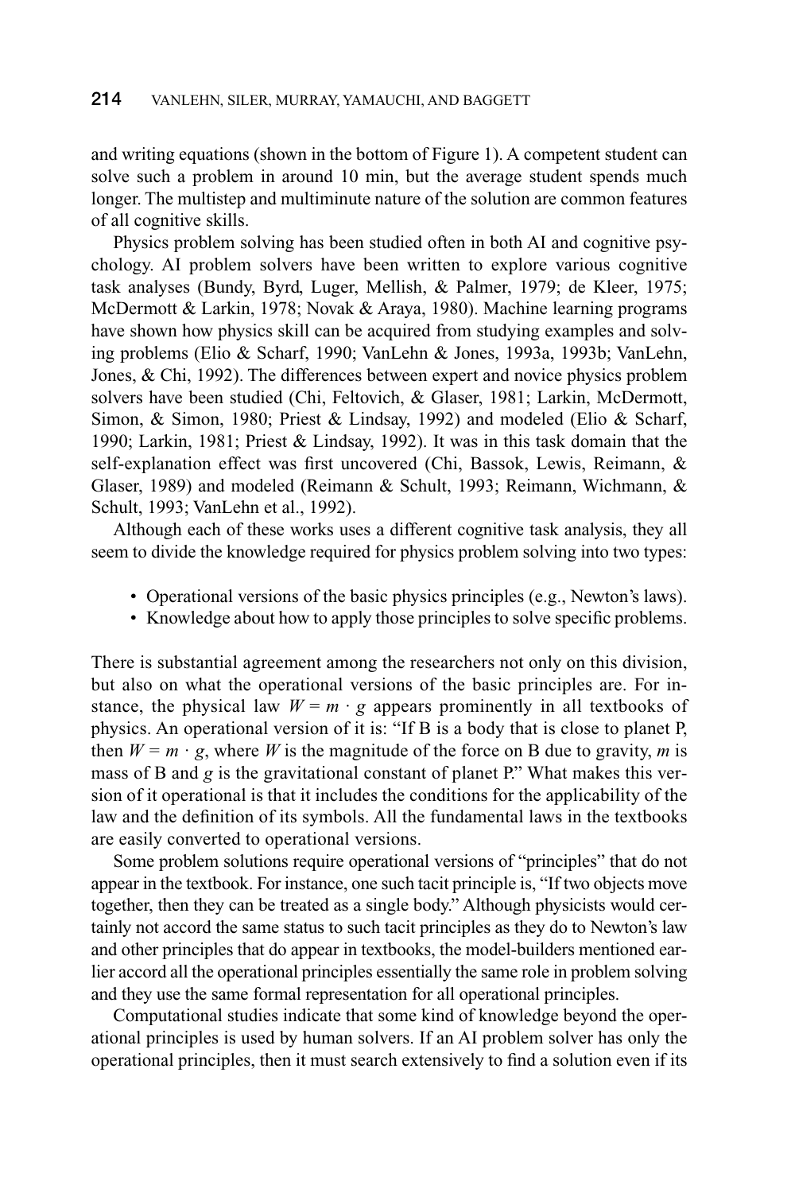and writing equations (shown in the bottom of Figure 1). A competent student can solve such a problem in around 10 min, but the average student spends much longer. The multistep and multiminute nature of the solution are common features of all cognitive skills.

Physics problem solving has been studied often in both AI and cognitive psychology. AI problem solvers have been written to explore various cognitive task analyses (Bundy, Byrd, Luger, Mellish, & Palmer, 1979; de Kleer, 1975; McDermott & Larkin, 1978; Novak & Araya, 1980). Machine learning programs have shown how physics skill can be acquired from studying examples and solving problems (Elio & Scharf, 1990; VanLehn & Jones, 1993a, 1993b; VanLehn, Jones, & Chi, 1992). The differences between expert and novice physics problem solvers have been studied (Chi, Feltovich, & Glaser, 1981; Larkin, McDermott, Simon, & Simon, 1980; Priest & Lindsay, 1992) and modeled (Elio & Scharf, 1990; Larkin, 1981; Priest & Lindsay, 1992). It was in this task domain that the self-explanation effect was first uncovered (Chi, Bassok, Lewis, Reimann, & Glaser, 1989) and modeled (Reimann & Schult, 1993; Reimann, Wichmann, & Schult, 1993; VanLehn et al., 1992).

Although each of these works uses a different cognitive task analysis, they all seem to divide the knowledge required for physics problem solving into two types:

- Operational versions of the basic physics principles (e.g., Newton's laws).
- Knowledge about how to apply those principles to solve specific problems.

There is substantial agreement among the researchers not only on this division, but also on what the operational versions of the basic principles are. For instance, the physical law $W = m \cdot g$ appears prominently in all textbooks of physics. An operational version of it is: "If B is a body that is close to planet P, then $W = m \cdot g$, where $W$ is the magnitude of the force on B due to gravity, $m$ is mass of B and $g$ is the gravitational constant of planet P." What makes this version of it operational is that it includes the conditions for the applicability of the law and the definition of its symbols. All the fundamental laws in the textbooks are easily converted to operational versions.

Some problem solutions require operational versions of "principles" that do not appear in the textbook. For instance, one such tacit principle is, "If two objects move together, then they can be treated as a single body." Although physicists would certainly not accord the same status to such tacit principles as they do to Newton's law and other principles that do appear in textbooks, the model-builders mentioned earlier accord all the operational principles essentially the same role in problem solving and they use the same formal representation for all operational principles.

Computational studies indicate that some kind of knowledge beyond the operational principles is used by human solvers. If an AI problem solver has only the operational principles, then it must search extensively to find a solution even if its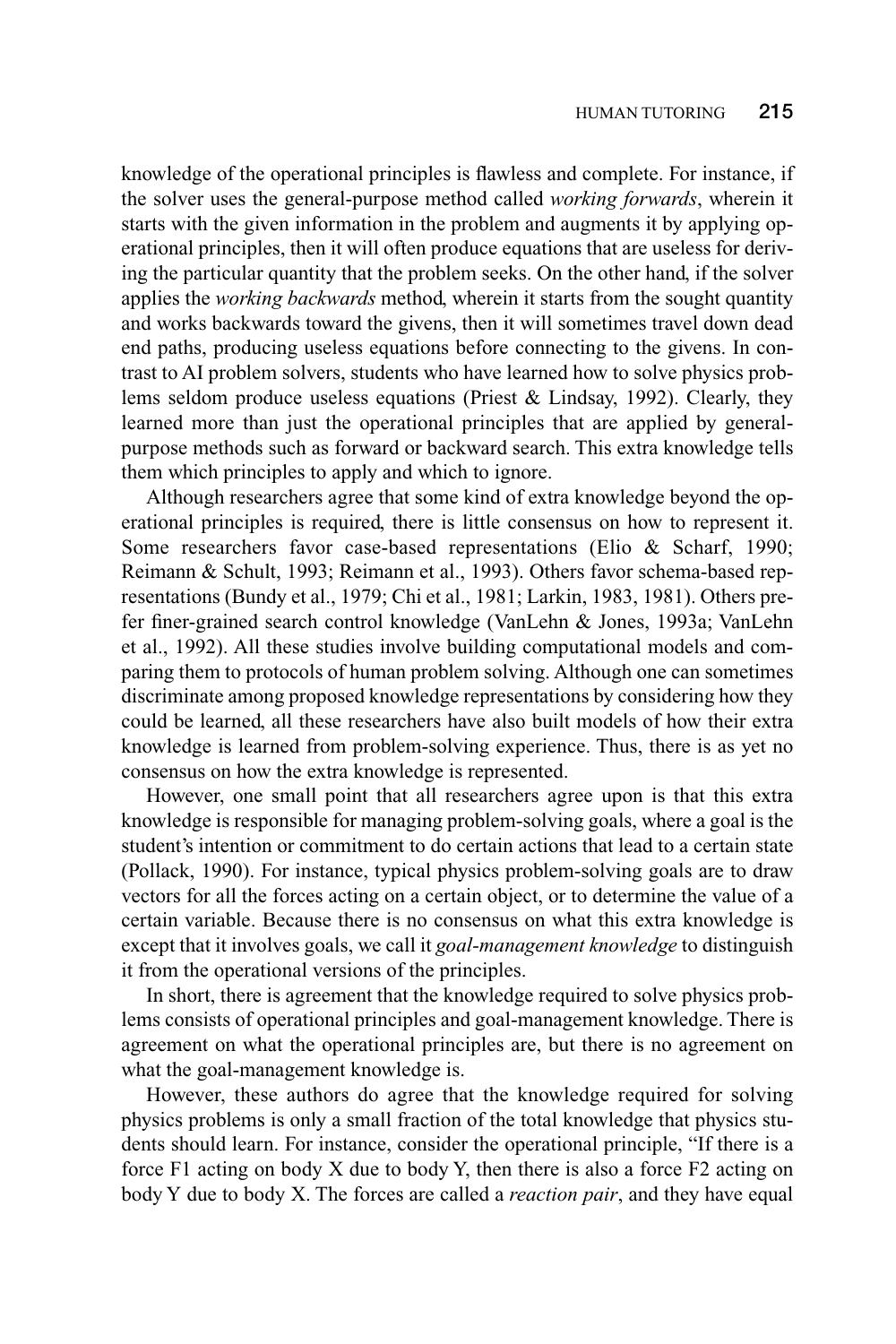knowledge of the operational principles is flawless and complete. For instance, if the solver uses the general-purpose method called *working forwards*, wherein it starts with the given information in the problem and augments it by applying operational principles, then it will often produce equations that are useless for deriving the particular quantity that the problem seeks. On the other hand, if the solver applies the *working backwards* method, wherein it starts from the sought quantity and works backwards toward the givens, then it will sometimes travel down dead end paths, producing useless equations before connecting to the givens. In contrast to AI problem solvers, students who have learned how to solve physics problems seldom produce useless equations (Priest & Lindsay, 1992). Clearly, they learned more than just the operational principles that are applied by general-purpose methods such as forward or backward search. This extra knowledge tells them which principles to apply and which to ignore.

Although researchers agree that some kind of extra knowledge beyond the operational principles is required, there is little consensus on how to represent it. Some researchers favor case-based representations (Elio & Scharf, 1990; Reimann & Schult, 1993; Reimann et al., 1993). Others favor schema-based representations (Bundy et al., 1979; Chi et al., 1981; Larkin, 1983, 1981). Others prefer finer-grained search control knowledge (VanLehn & Jones, 1993a; VanLehn et al., 1992). All these studies involve building computational models and comparing them to protocols of human problem solving. Although one can sometimes discriminate among proposed knowledge representations by considering how they could be learned, all these researchers have also built models of how their extra knowledge is learned from problem-solving experience. Thus, there is as yet no consensus on how the extra knowledge is represented.

However, one small point that all researchers agree upon is that this extra knowledge is responsible for managing problem-solving goals, where a goal is the student's intention or commitment to do certain actions that lead to a certain state (Pollack, 1990). For instance, typical physics problem-solving goals are to draw vectors for all the forces acting on a certain object, or to determine the value of a certain variable. Because there is no consensus on what this extra knowledge is except that it involves goals, we call it *goal-management knowledge* to distinguish it from the operational versions of the principles.

In short, there is agreement that the knowledge required to solve physics problems consists of operational principles and goal-management knowledge. There is agreement on what the operational principles are, but there is no agreement on what the goal-management knowledge is.

However, these authors do agree that the knowledge required for solving physics problems is only a small fraction of the total knowledge that physics students should learn. For instance, consider the operational principle, "If there is a force F1 acting on body X due to body Y, then there is also a force F2 acting on body Y due to body X. The forces are called a *reaction pair*, and they have equal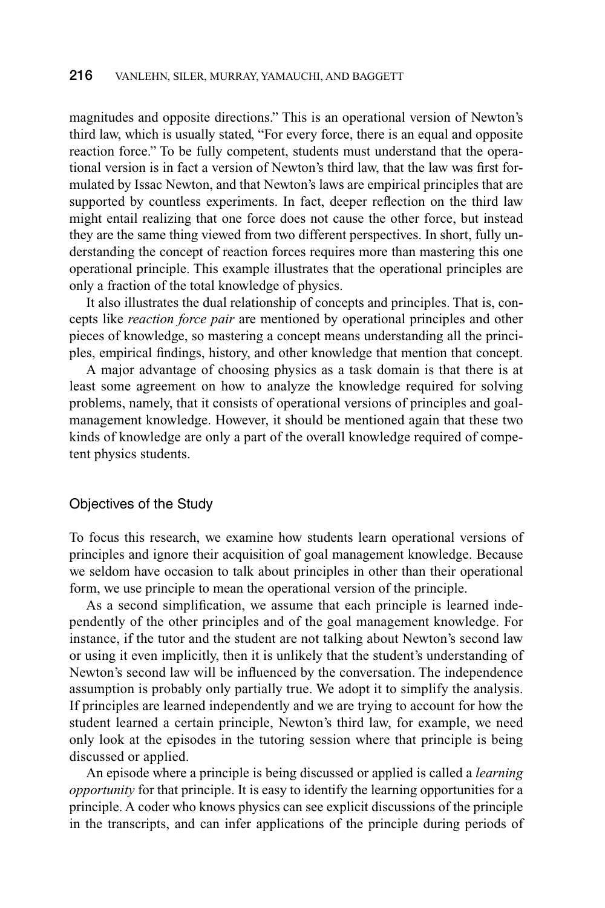magnitudes and opposite directions." This is an operational version of Newton's third law, which is usually stated, "For every force, there is an equal and opposite reaction force." To be fully competent, students must understand that the operational version is in fact a version of Newton's third law, that the law was first formulated by Issac Newton, and that Newton's laws are empirical principles that are supported by countless experiments. In fact, deeper reflection on the third law might entail realizing that one force does not cause the other force, but instead they are the same thing viewed from two different perspectives. In short, fully understanding the concept of reaction forces requires more than mastering this one operational principle. This example illustrates that the operational principles are only a fraction of the total knowledge of physics.

It also illustrates the dual relationship of concepts and principles. That is, concepts like *reaction force pair* are mentioned by operational principles and other pieces of knowledge, so mastering a concept means understanding all the principles, empirical findings, history, and other knowledge that mention that concept.

A major advantage of choosing physics as a task domain is that there is at least some agreement on how to analyze the knowledge required for solving problems, namely, that it consists of operational versions of principles and goal-management knowledge. However, it should be mentioned again that these two kinds of knowledge are only a part of the overall knowledge required of competent physics students.

## Objectives of the Study

To focus this research, we examine how students learn operational versions of principles and ignore their acquisition of goal management knowledge. Because we seldom have occasion to talk about principles in other than their operational form, we use principle to mean the operational version of the principle.

As a second simplification, we assume that each principle is learned independently of the other principles and of the goal management knowledge. For instance, if the tutor and the student are not talking about Newton's second law or using it even implicitly, then it is unlikely that the student's understanding of Newton's second law will be influenced by the conversation. The independence assumption is probably only partially true. We adopt it to simplify the analysis. If principles are learned independently and we are trying to account for how the student learned a certain principle, Newton's third law, for example, we need only look at the episodes in the tutoring session where that principle is being discussed or applied.

An episode where a principle is being discussed or applied is called a *learning opportunity* for that principle. It is easy to identify the learning opportunities for a principle. A coder who knows physics can see explicit discussions of the principle in the transcripts, and can infer applications of the principle during periods of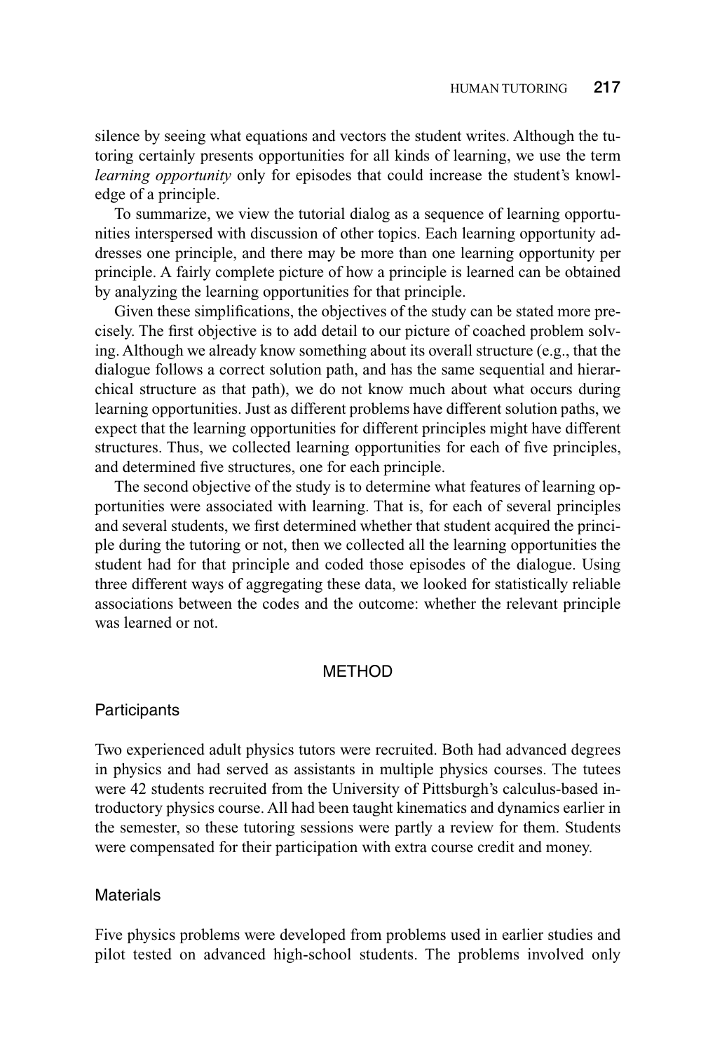silence by seeing what equations and vectors the student writes. Although the tutoring certainly presents opportunities for all kinds of learning, we use the term *learning opportunity* only for episodes that could increase the student's knowledge of a principle.

To summarize, we view the tutorial dialog as a sequence of learning opportunities interspersed with discussion of other topics. Each learning opportunity addresses one principle, and there may be more than one learning opportunity per principle. A fairly complete picture of how a principle is learned can be obtained by analyzing the learning opportunities for that principle.

Given these simplifications, the objectives of the study can be stated more precisely. The first objective is to add detail to our picture of coached problem solving. Although we already know something about its overall structure (e.g., that the dialogue follows a correct solution path, and has the same sequential and hierarchical structure as that path), we do not know much about what occurs during learning opportunities. Just as different problems have different solution paths, we expect that the learning opportunities for different principles might have different structures. Thus, we collected learning opportunities for each of five principles, and determined five structures, one for each principle.

The second objective of the study is to determine what features of learning opportunities were associated with learning. That is, for each of several principles and several students, we first determined whether that student acquired the principle during the tutoring or not, then we collected all the learning opportunities the student had for that principle and coded those episodes of the dialogue. Using three different ways of aggregating these data, we looked for statistically reliable associations between the codes and the outcome: whether the relevant principle was learned or not.

## METHOD

### Participants

Two experienced adult physics tutors were recruited. Both had advanced degrees in physics and had served as assistants in multiple physics courses. The tutees were 42 students recruited from the University of Pittsburgh's calculus-based introductory physics course. All had been taught kinematics and dynamics earlier in the semester, so these tutoring sessions were partly a review for them. Students were compensated for their participation with extra course credit and money.

### Materials

Five physics problems were developed from problems used in earlier studies and pilot tested on advanced high-school students. The problems involved only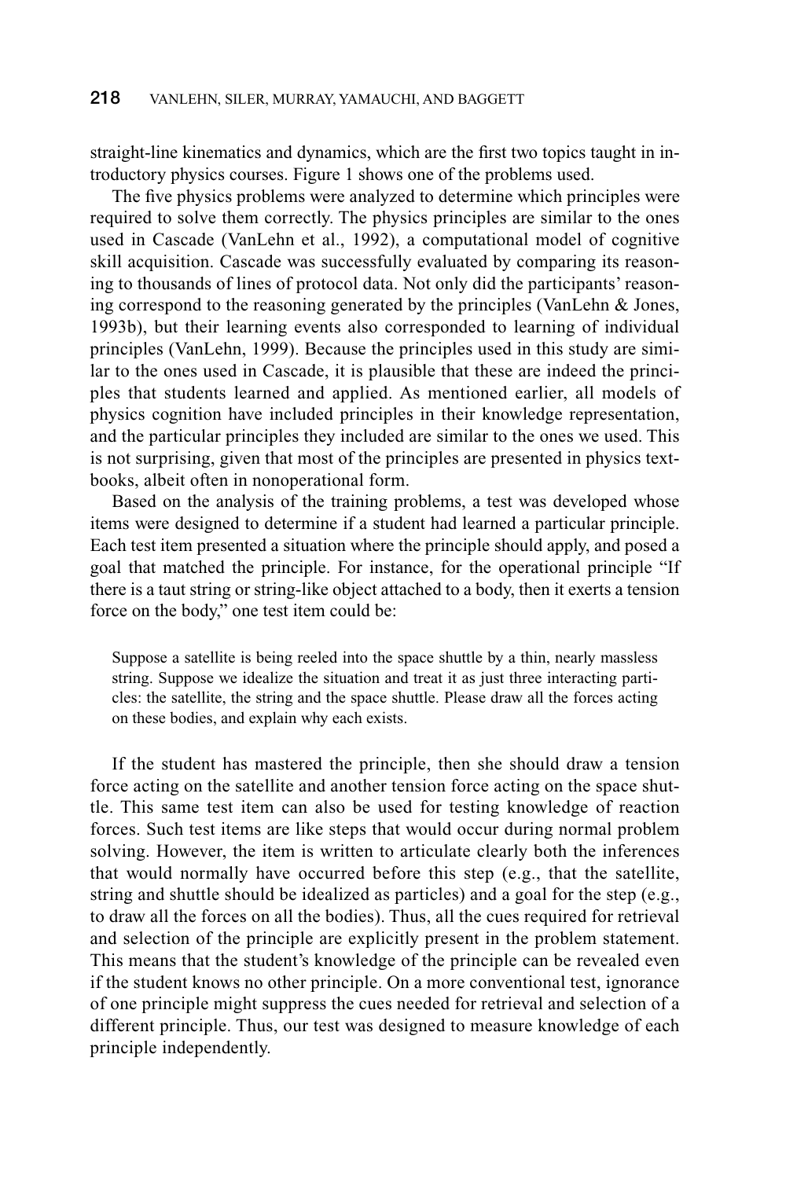straight-line kinematics and dynamics, which are the first two topics taught in introductory physics courses. Figure 1 shows one of the problems used.

The five physics problems were analyzed to determine which principles were required to solve them correctly. The physics principles are similar to the ones used in Cascade (VanLehn et al., 1992), a computational model of cognitive skill acquisition. Cascade was successfully evaluated by comparing its reasoning to thousands of lines of protocol data. Not only did the participants' reasoning correspond to the reasoning generated by the principles (VanLehn & Jones, 1993b), but their learning events also corresponded to learning of individual principles (VanLehn, 1999). Because the principles used in this study are similar to the ones used in Cascade, it is plausible that these are indeed the principles that students learned and applied. As mentioned earlier, all models of physics cognition have included principles in their knowledge representation, and the particular principles they included are similar to the ones we used. This is not surprising, given that most of the principles are presented in physics textbooks, albeit often in nonoperational form.

Based on the analysis of the training problems, a test was developed whose items were designed to determine if a student had learned a particular principle. Each test item presented a situation where the principle should apply, and posed a goal that matched the principle. For instance, for the operational principle "If there is a taut string or string-like object attached to a body, then it exerts a tension force on the body," one test item could be:

> Suppose a satellite is being reeled into the space shuttle by a thin, nearly massless string. Suppose we idealize the situation and treat it as just three interacting particles: the satellite, the string and the space shuttle. Please draw all the forces acting on these bodies, and explain why each exists.

If the student has mastered the principle, then she should draw a tension force acting on the satellite and another tension force acting on the space shuttle. This same test item can also be used for testing knowledge of reaction forces. Such test items are like steps that would occur during normal problem solving. However, the item is written to articulate clearly both the inferences that would normally have occurred before this step (e.g., that the satellite, string and shuttle should be idealized as particles) and a goal for the step (e.g., to draw all the forces on all the bodies). Thus, all the cues required for retrieval and selection of the principle are explicitly present in the problem statement. This means that the student's knowledge of the principle can be revealed even if the student knows no other principle. On a more conventional test, ignorance of one principle might suppress the cues needed for retrieval and selection of a different principle. Thus, our test was designed to measure knowledge of each principle independently.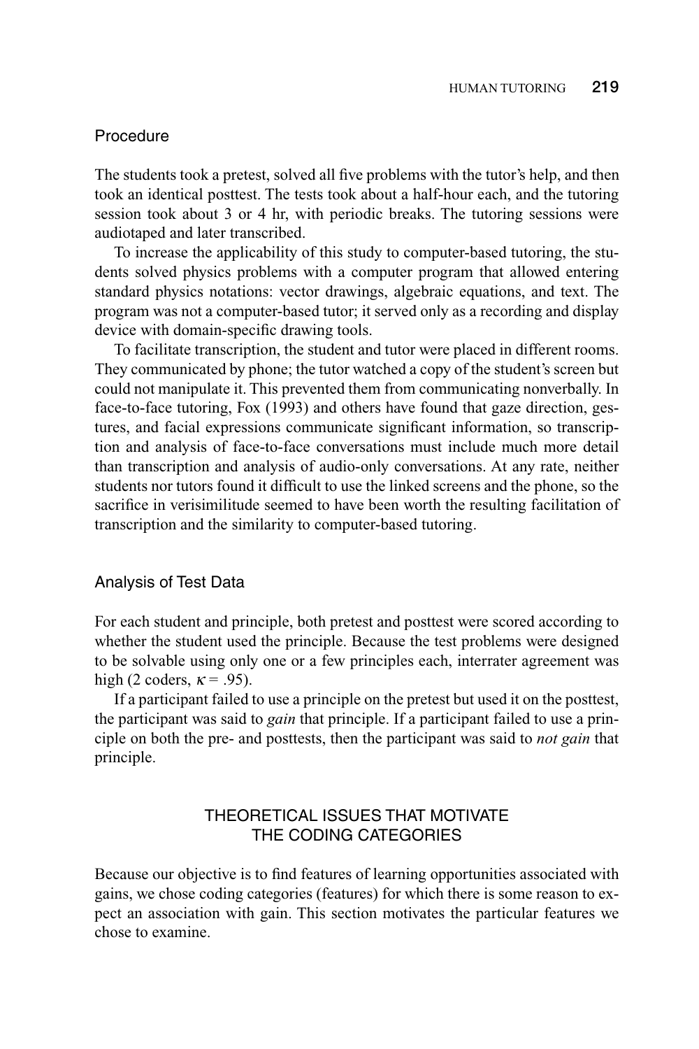## Procedure

The students took a pretest, solved all five problems with the tutor's help, and then took an identical posttest. The tests took about a half-hour each, and the tutoring session took about 3 or 4 hr, with periodic breaks. The tutoring sessions were audiotaped and later transcribed.

To increase the applicability of this study to computer-based tutoring, the students solved physics problems with a computer program that allowed entering standard physics notations: vector drawings, algebraic equations, and text. The program was not a computer-based tutor; it served only as a recording and display device with domain-specific drawing tools.

To facilitate transcription, the student and tutor were placed in different rooms. They communicated by phone; the tutor watched a copy of the student's screen but could not manipulate it. This prevented them from communicating nonverbally. In face-to-face tutoring, Fox (1993) and others have found that gaze direction, gestures, and facial expressions communicate significant information, so transcription and analysis of face-to-face conversations must include much more detail than transcription and analysis of audio-only conversations. At any rate, neither students nor tutors found it difficult to use the linked screens and the phone, so the sacrifice in verisimilitude seemed to have been worth the resulting facilitation of transcription and the similarity to computer-based tutoring.

## Analysis of Test Data

For each student and principle, both pretest and posttest were scored according to whether the student used the principle. Because the test problems were designed to be solvable using only one or a few principles each, interrater agreement was high (2 coders, $\kappa = .95$).

If a participant failed to use a principle on the pretest but used it on the posttest, the participant was said to *gain* that principle. If a participant failed to use a principle on both the pre- and posttests, then the participant was said to *not gain* that principle.

# THEORETICAL ISSUES THAT MOTIVATE THE CODING CATEGORIES

Because our objective is to find features of learning opportunities associated with gains, we chose coding categories (features) for which there is some reason to expect an association with gain. This section motivates the particular features we chose to examine.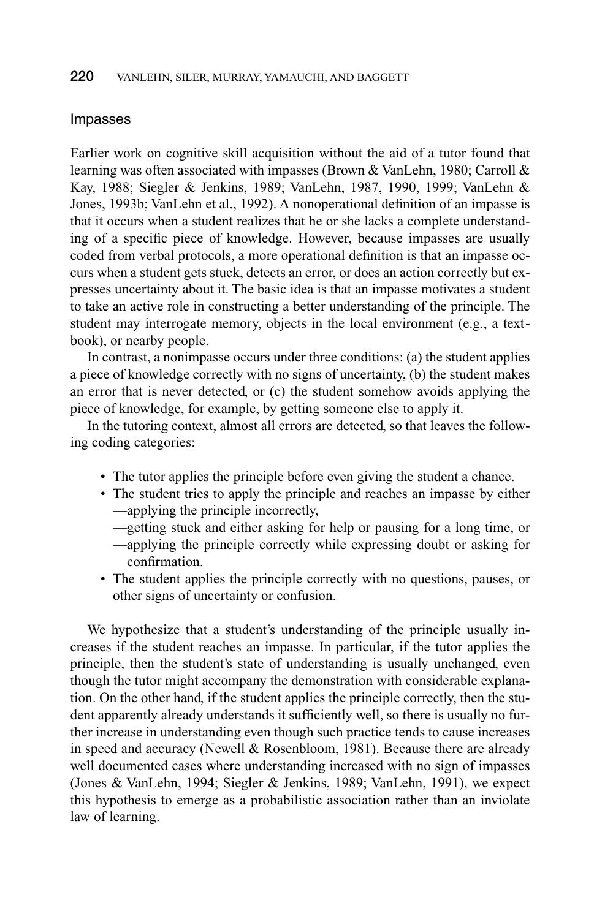## Impasses

Earlier work on cognitive skill acquisition without the aid of a tutor found that learning was often associated with impasses (Brown & VanLehn, 1980; Carroll & Kay, 1988; Siegler & Jenkins, 1989; VanLehn, 1987, 1990, 1999; VanLehn & Jones, 1993b; VanLehn et al., 1992). A nonoperational definition of an impasse is that it occurs when a student realizes that he or she lacks a complete understanding of a specific piece of knowledge. However, because impasses are usually coded from verbal protocols, a more operational definition is that an impasse occurs when a student gets stuck, detects an error, or does an action correctly but expresses uncertainty about it. The basic idea is that an impasse motivates a student to take an active role in constructing a better understanding of the principle. The student may interrogate memory, objects in the local environment (e.g., a textbook), or nearby people.

In contrast, a nonimpasse occurs under three conditions: (a) the student applies a piece of knowledge correctly with no signs of uncertainty, (b) the student makes an error that is never detected, or (c) the student somehow avoids applying the piece of knowledge, for example, by getting someone else to apply it.

In the tutoring context, almost all errors are detected, so that leaves the following coding categories:

- The tutor applies the principle before even giving the student a chance.
- The student tries to apply the principle and reaches an impasse by either
  - —applying the principle incorrectly,
  - —getting stuck and either asking for help or pausing for a long time, or
  - —applying the principle correctly while expressing doubt or asking for confirmation.
- The student applies the principle correctly with no questions, pauses, or other signs of uncertainty or confusion.

We hypothesize that a student's understanding of the principle usually increases if the student reaches an impasse. In particular, if the tutor applies the principle, then the student's state of understanding is usually unchanged, even though the tutor might accompany the demonstration with considerable explanation. On the other hand, if the student applies the principle correctly, then the student apparently already understands it sufficiently well, so there is usually no further increase in understanding even though such practice tends to cause increases in speed and accuracy (Newell & Rosenbloom, 1981). Because there are already well documented cases where understanding increased with no sign of impasses (Jones & VanLehn, 1994; Siegler & Jenkins, 1989; VanLehn, 1991), we expect this hypothesis to emerge as a probabilistic association rather than an inviolate law of learning.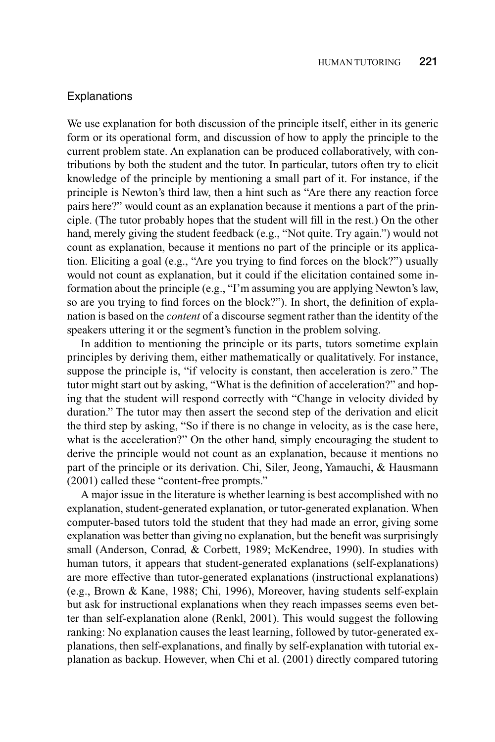### Explanations

We use explanation for both discussion of the principle itself, either in its generic form or its operational form, and discussion of how to apply the principle to the current problem state. An explanation can be produced collaboratively, with contributions by both the student and the tutor. In particular, tutors often try to elicit knowledge of the principle by mentioning a small part of it. For instance, if the principle is Newton's third law, then a hint such as "Are there any reaction force pairs here?" would count as an explanation because it mentions a part of the principle. (The tutor probably hopes that the student will fill in the rest.) On the other hand, merely giving the student feedback (e.g., "Not quite. Try again.") would not count as explanation, because it mentions no part of the principle or its application. Eliciting a goal (e.g., "Are you trying to find forces on the block?") usually would not count as explanation, but it could if the elicitation contained some information about the principle (e.g., "I'm assuming you are applying Newton's law, so are you trying to find forces on the block?"). In short, the definition of explanation is based on the *content* of a discourse segment rather than the identity of the speakers uttering it or the segment's function in the problem solving.

In addition to mentioning the principle or its parts, tutors sometime explain principles by deriving them, either mathematically or qualitatively. For instance, suppose the principle is, "if velocity is constant, then acceleration is zero." The tutor might start out by asking, "What is the definition of acceleration?" and hoping that the student will respond correctly with "Change in velocity divided by duration." The tutor may then assert the second step of the derivation and elicit the third step by asking, "So if there is no change in velocity, as is the case here, what is the acceleration?" On the other hand, simply encouraging the student to derive the principle would not count as an explanation, because it mentions no part of the principle or its derivation. Chi, Siler, Jeong, Yamauchi, & Hausmann (2001) called these "content-free prompts."

A major issue in the literature is whether learning is best accomplished with no explanation, student-generated explanation, or tutor-generated explanation. When computer-based tutors told the student that they had made an error, giving some explanation was better than giving no explanation, but the benefit was surprisingly small (Anderson, Conrad, & Corbett, 1989; McKendree, 1990). In studies with human tutors, it appears that student-generated explanations (self-explanations) are more effective than tutor-generated explanations (instructional explanations) (e.g., Brown & Kane, 1988; Chi, 1996), Moreover, having students self-explain but ask for instructional explanations when they reach impasses seems even better than self-explanation alone (Renkl, 2001). This would suggest the following ranking: No explanation causes the least learning, followed by tutor-generated explanations, then self-explanations, and finally by self-explanation with tutorial explanation as backup. However, when Chi et al. (2001) directly compared tutoring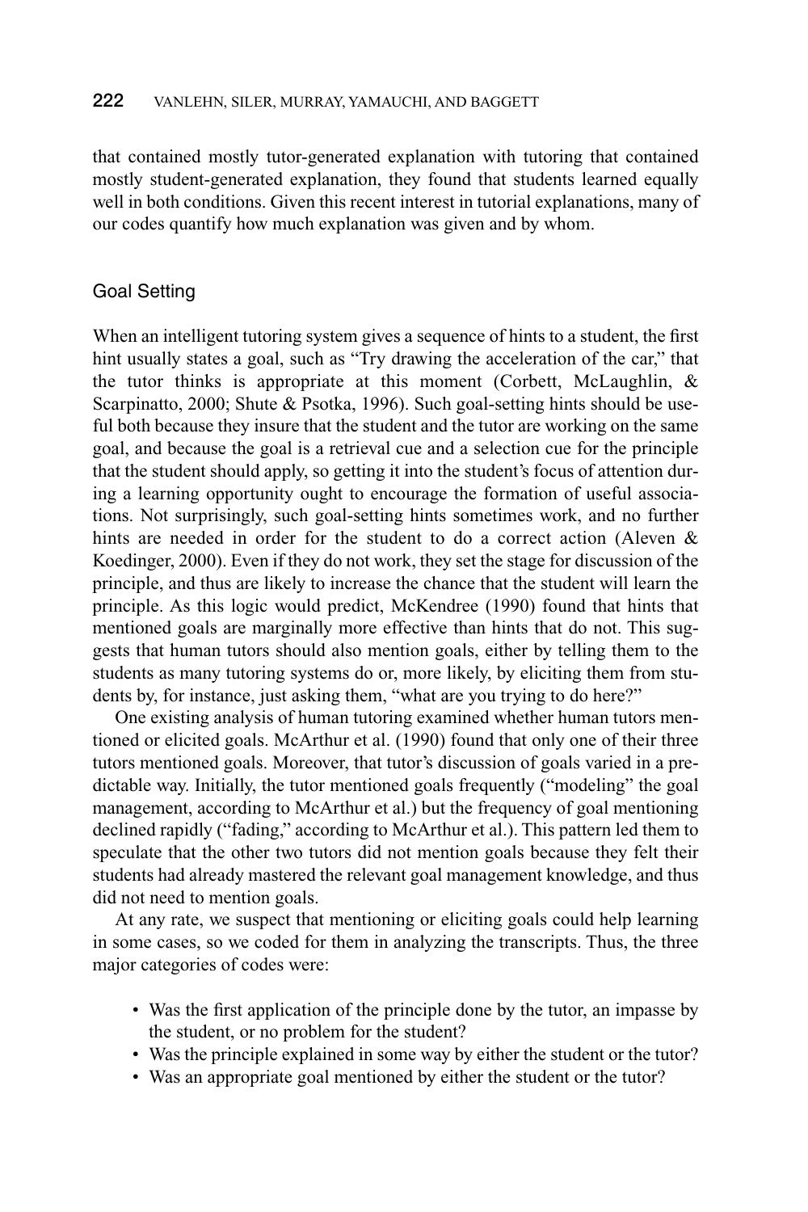that contained mostly tutor-generated explanation with tutoring that contained mostly student-generated explanation, they found that students learned equally well in both conditions. Given this recent interest in tutorial explanations, many of our codes quantify how much explanation was given and by whom.

## Goal Setting

When an intelligent tutoring system gives a sequence of hints to a student, the first hint usually states a goal, such as "Try drawing the acceleration of the car," that the tutor thinks is appropriate at this moment (Corbett, McLaughlin, & Scarpinatto, 2000; Shute & Psotka, 1996). Such goal-setting hints should be useful both because they insure that the student and the tutor are working on the same goal, and because the goal is a retrieval cue and a selection cue for the principle that the student should apply, so getting it into the student's focus of attention during a learning opportunity ought to encourage the formation of useful associations. Not surprisingly, such goal-setting hints sometimes work, and no further hints are needed in order for the student to do a correct action (Aleven & Koedinger, 2000). Even if they do not work, they set the stage for discussion of the principle, and thus are likely to increase the chance that the student will learn the principle. As this logic would predict, McKendree (1990) found that hints that mentioned goals are marginally more effective than hints that do not. This suggests that human tutors should also mention goals, either by telling them to the students as many tutoring systems do or, more likely, by eliciting them from students by, for instance, just asking them, "what are you trying to do here?"

One existing analysis of human tutoring examined whether human tutors mentioned or elicited goals. McArthur et al. (1990) found that only one of their three tutors mentioned goals. Moreover, that tutor's discussion of goals varied in a predictable way. Initially, the tutor mentioned goals frequently ("modeling" the goal management, according to McArthur et al.) but the frequency of goal mentioning declined rapidly ("fading," according to McArthur et al.). This pattern led them to speculate that the other two tutors did not mention goals because they felt their students had already mastered the relevant goal management knowledge, and thus did not need to mention goals.

At any rate, we suspect that mentioning or eliciting goals could help learning in some cases, so we coded for them in analyzing the transcripts. Thus, the three major categories of codes were:

- Was the first application of the principle done by the tutor, an impasse by the student, or no problem for the student?
- Was the principle explained in some way by either the student or the tutor?
- Was an appropriate goal mentioned by either the student or the tutor?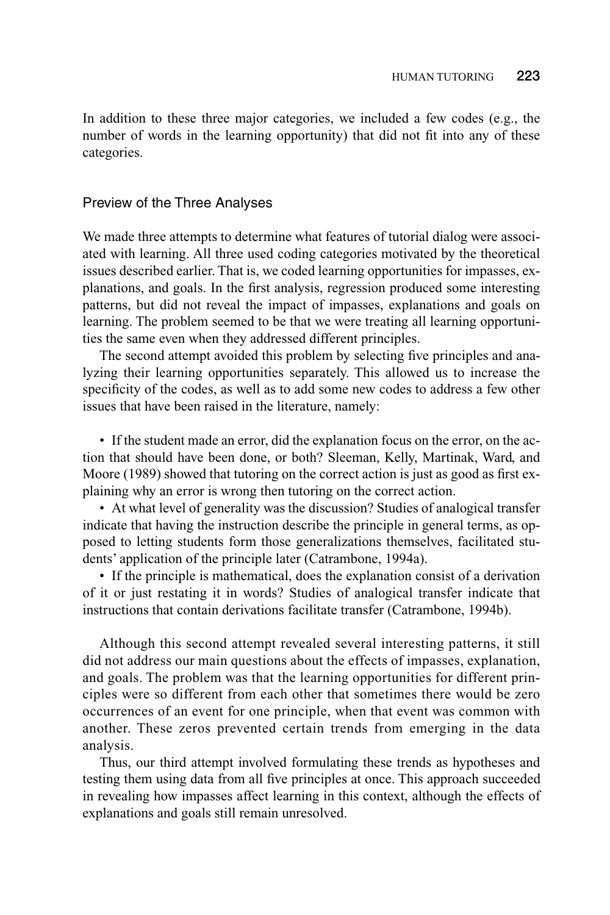In addition to these three major categories, we included a few codes (e.g., the number of words in the learning opportunity) that did not fit into any of these categories.

## Preview of the Three Analyses

We made three attempts to determine what features of tutorial dialog were associated with learning. All three used coding categories motivated by the theoretical issues described earlier. That is, we coded learning opportunities for impasses, explanations, and goals. In the first analysis, regression produced some interesting patterns, but did not reveal the impact of impasses, explanations and goals on learning. The problem seemed to be that we were treating all learning opportunities the same even when they addressed different principles.

The second attempt avoided this problem by selecting five principles and analyzing their learning opportunities separately. This allowed us to increase the specificity of the codes, as well as to add some new codes to address a few other issues that have been raised in the literature, namely:

- If the student made an error, did the explanation focus on the error, on the action that should have been done, or both? Sleeman, Kelly, Martinak, Ward, and Moore (1989) showed that tutoring on the correct action is just as good as first explaining why an error is wrong then tutoring on the correct action.
- At what level of generality was the discussion? Studies of analogical transfer indicate that having the instruction describe the principle in general terms, as opposed to letting students form those generalizations themselves, facilitated students' application of the principle later (Catrambone, 1994a).
- If the principle is mathematical, does the explanation consist of a derivation of it or just restating it in words? Studies of analogical transfer indicate that instructions that contain derivations facilitate transfer (Catrambone, 1994b).

Although this second attempt revealed several interesting patterns, it still did not address our main questions about the effects of impasses, explanation, and goals. The problem was that the learning opportunities for different principles were so different from each other that sometimes there would be zero occurrences of an event for one principle, when that event was common with another. These zeros prevented certain trends from emerging in the data analysis.

Thus, our third attempt involved formulating these trends as hypotheses and testing them using data from all five principles at once. This approach succeeded in revealing how impasses affect learning in this context, although the effects of explanations and goals still remain unresolved.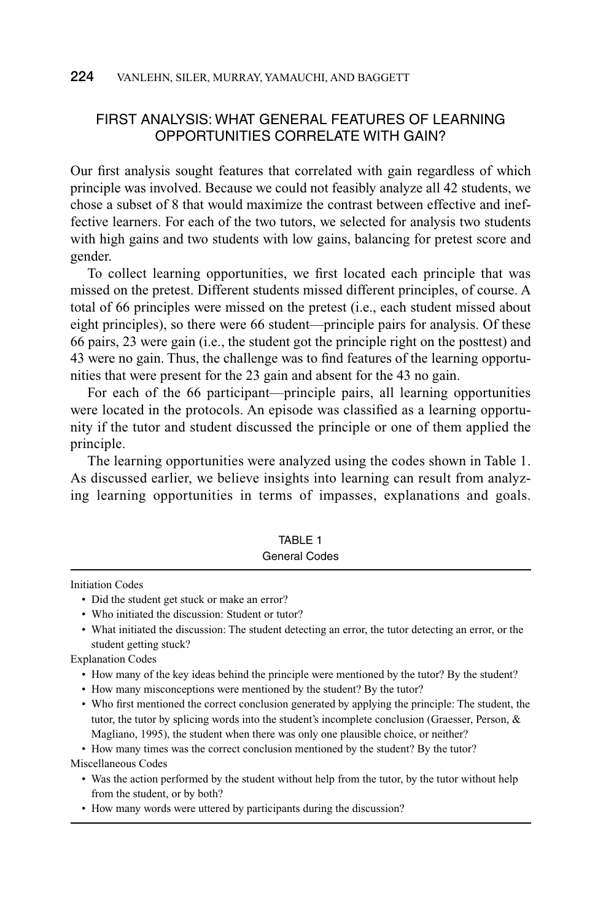## FIRST ANALYSIS: WHAT GENERAL FEATURES OF LEARNING OPPORTUNITIES CORRELATE WITH GAIN?

Our first analysis sought features that correlated with gain regardless of which principle was involved. Because we could not feasibly analyze all 42 students, we chose a subset of 8 that would maximize the contrast between effective and ineffective learners. For each of the two tutors, we selected for analysis two students with high gains and two students with low gains, balancing for pretest score and gender.

To collect learning opportunities, we first located each principle that was missed on the pretest. Different students missed different principles, of course. A total of 66 principles were missed on the pretest (i.e., each student missed about eight principles), so there were 66 student—principle pairs for analysis. Of these 66 pairs, 23 were gain (i.e., the student got the principle right on the posttest) and 43 were no gain. Thus, the challenge was to find features of the learning opportunities that were present for the 23 gain and absent for the 43 no gain.

For each of the 66 participant—principle pairs, all learning opportunities were located in the protocols. An episode was classified as a learning opportunity if the tutor and student discussed the principle or one of them applied the principle.

The learning opportunities were analyzed using the codes shown in Table 1. As discussed earlier, we believe insights into learning can result from analyzing learning opportunities in terms of impasses, explanations and goals.

TABLE 1
General Codes

Initiation Codes

- Did the student get stuck or make an error?
- Who initiated the discussion: Student or tutor?
- What initiated the discussion: The student detecting an error, the tutor detecting an error, or the student getting stuck?

Explanation Codes

- How many of the key ideas behind the principle were mentioned by the tutor? By the student?
- How many misconceptions were mentioned by the student? By the tutor?
- Who first mentioned the correct conclusion generated by applying the principle: The student, the tutor, the tutor by splicing words into the student's incomplete conclusion (Graesser, Person, & Magliano, 1995), the student when there was only one plausible choice, or neither?
- How many times was the correct conclusion mentioned by the student? By the tutor?

Miscellaneous Codes

- Was the action performed by the student without help from the tutor, by the tutor without help from the student, or by both?
- How many words were uttered by participants during the discussion?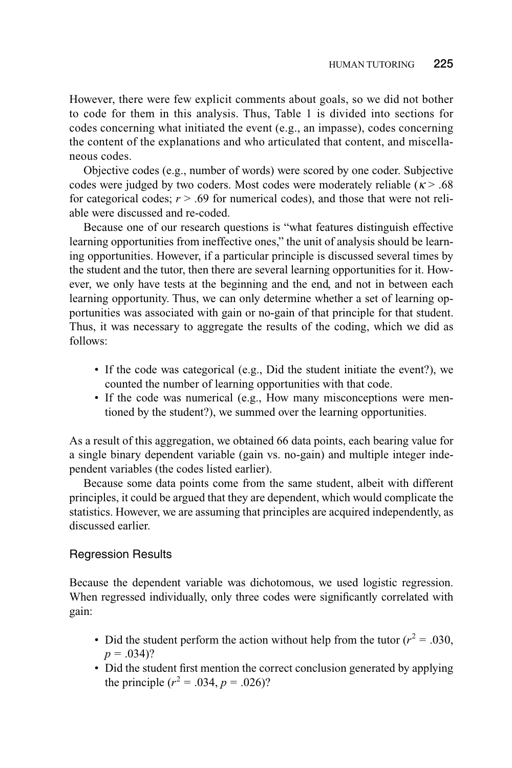However, there were few explicit comments about goals, so we did not bother to code for them in this analysis. Thus, Table 1 is divided into sections for codes concerning what initiated the event (e.g., an impasse), codes concerning the content of the explanations and who articulated that content, and miscellaneous codes.

Objective codes (e.g., number of words) were scored by one coder. Subjective codes were judged by two coders. Most codes were moderately reliable ($\kappa > .68$ for categorical codes; $r > .69$ for numerical codes), and those that were not reliable were discussed and re-coded.

Because one of our research questions is "what features distinguish effective learning opportunities from ineffective ones," the unit of analysis should be learning opportunities. However, if a particular principle is discussed several times by the student and the tutor, then there are several learning opportunities for it. However, we only have tests at the beginning and the end, and not in between each learning opportunity. Thus, we can only determine whether a set of learning opportunities was associated with gain or no-gain of that principle for that student. Thus, it was necessary to aggregate the results of the coding, which we did as follows:

- If the code was categorical (e.g., Did the student initiate the event?), we counted the number of learning opportunities with that code.
- If the code was numerical (e.g., How many misconceptions were mentioned by the student?), we summed over the learning opportunities.

As a result of this aggregation, we obtained 66 data points, each bearing value for a single binary dependent variable (gain vs. no-gain) and multiple integer independent variables (the codes listed earlier).

Because some data points come from the same student, albeit with different principles, it could be argued that they are dependent, which would complicate the statistics. However, we are assuming that principles are acquired independently, as discussed earlier.

## Regression Results

Because the dependent variable was dichotomous, we used logistic regression. When regressed individually, only three codes were significantly correlated with gain:

- Did the student perform the action without help from the tutor ($r^2 = .030$, $p = .034$)?
- Did the student first mention the correct conclusion generated by applying the principle ($r^2 = .034$, $p = .026$)?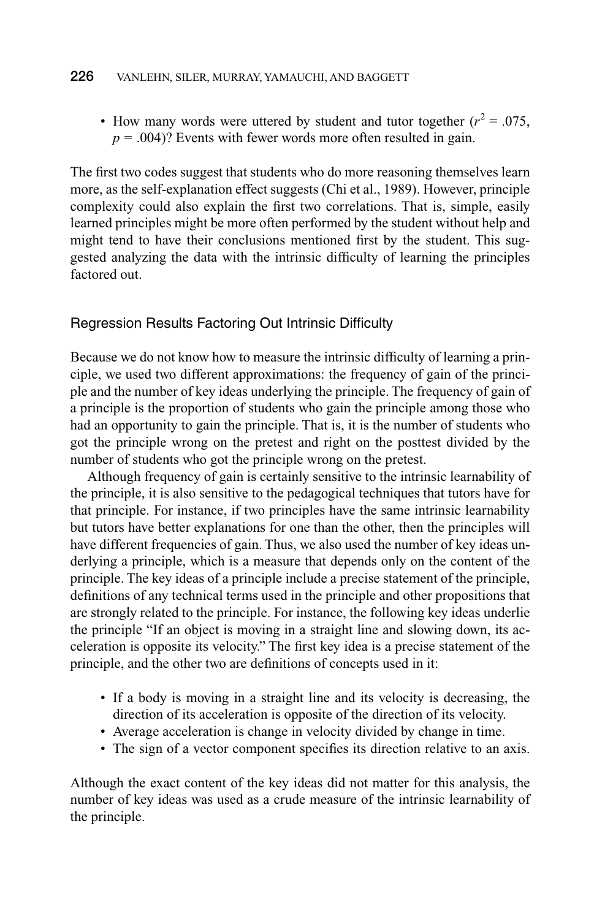- How many words were uttered by student and tutor together ($r^2 = .075$, $p = .004$)? Events with fewer words more often resulted in gain.

The first two codes suggest that students who do more reasoning themselves learn more, as the self-explanation effect suggests (Chi et al., 1989). However, principle complexity could also explain the first two correlations. That is, simple, easily learned principles might be more often performed by the student without help and might tend to have their conclusions mentioned first by the student. This suggested analyzing the data with the intrinsic difficulty of learning the principles factored out.

## Regression Results Factoring Out Intrinsic Difficulty

Because we do not know how to measure the intrinsic difficulty of learning a principle, we used two different approximations: the frequency of gain of the principle and the number of key ideas underlying the principle. The frequency of gain of a principle is the proportion of students who gain the principle among those who had an opportunity to gain the principle. That is, it is the number of students who got the principle wrong on the pretest and right on the posttest divided by the number of students who got the principle wrong on the pretest.

Although frequency of gain is certainly sensitive to the intrinsic learnability of the principle, it is also sensitive to the pedagogical techniques that tutors have for that principle. For instance, if two principles have the same intrinsic learnability but tutors have better explanations for one than the other, then the principles will have different frequencies of gain. Thus, we also used the number of key ideas underlying a principle, which is a measure that depends only on the content of the principle. The key ideas of a principle include a precise statement of the principle, definitions of any technical terms used in the principle and other propositions that are strongly related to the principle. For instance, the following key ideas underlie the principle "If an object is moving in a straight line and slowing down, its acceleration is opposite its velocity." The first key idea is a precise statement of the principle, and the other two are definitions of concepts used in it:

- If a body is moving in a straight line and its velocity is decreasing, the direction of its acceleration is opposite of the direction of its velocity.
- Average acceleration is change in velocity divided by change in time.
- The sign of a vector component specifies its direction relative to an axis.

Although the exact content of the key ideas did not matter for this analysis, the number of key ideas was used as a crude measure of the intrinsic learnability of the principle.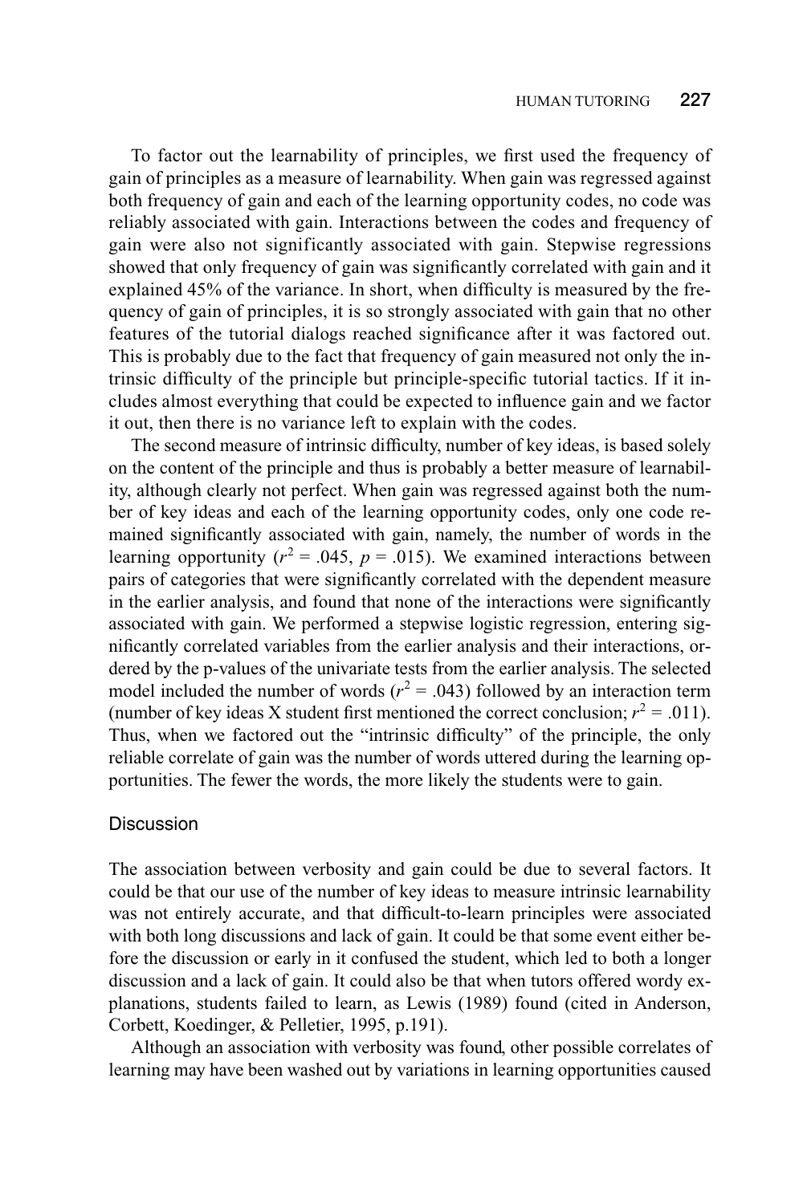To factor out the learnability of principles, we first used the frequency of gain of principles as a measure of learnability. When gain was regressed against both frequency of gain and each of the learning opportunity codes, no code was reliably associated with gain. Interactions between the codes and frequency of gain were also not significantly associated with gain. Stepwise regressions showed that only frequency of gain was significantly correlated with gain and it explained 45% of the variance. In short, when difficulty is measured by the frequency of gain of principles, it is so strongly associated with gain that no other features of the tutorial dialogs reached significance after it was factored out. This is probably due to the fact that frequency of gain measured not only the intrinsic difficulty of the principle but principle-specific tutorial tactics. If it includes almost everything that could be expected to influence gain and we factor it out, then there is no variance left to explain with the codes.

The second measure of intrinsic difficulty, number of key ideas, is based solely on the content of the principle and thus is probably a better measure of learnability, although clearly not perfect. When gain was regressed against both the number of key ideas and each of the learning opportunity codes, only one code remained significantly associated with gain, namely, the number of words in the learning opportunity ($r^2 = .045$, $p = .015$). We examined interactions between pairs of categories that were significantly correlated with the dependent measure in the earlier analysis, and found that none of the interactions were significantly associated with gain. We performed a stepwise logistic regression, entering significantly correlated variables from the earlier analysis and their interactions, ordered by the p-values of the univariate tests from the earlier analysis. The selected model included the number of words ($r^2 = .043$) followed by an interaction term (number of key ideas X student first mentioned the correct conclusion; $r^2 = .011$). Thus, when we factored out the "intrinsic difficulty" of the principle, the only reliable correlate of gain was the number of words uttered during the learning opportunities. The fewer the words, the more likely the students were to gain.

### Discussion

The association between verbosity and gain could be due to several factors. It could be that our use of the number of key ideas to measure intrinsic learnability was not entirely accurate, and that difficult-to-learn principles were associated with both long discussions and lack of gain. It could be that some event either before the discussion or early in it confused the student, which led to both a longer discussion and a lack of gain. It could also be that when tutors offered wordy explanations, students failed to learn, as Lewis (1989) found (cited in Anderson, Corbett, Koedinger, & Pelletier, 1995, p.191).

Although an association with verbosity was found, other possible correlates of learning may have been washed out by variations in learning opportunities caused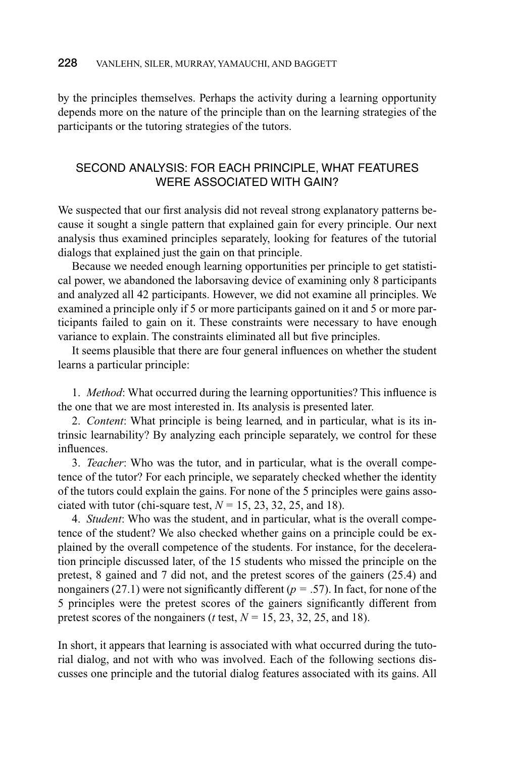by the principles themselves. Perhaps the activity during a learning opportunity depends more on the nature of the principle than on the learning strategies of the participants or the tutoring strategies of the tutors.

## SECOND ANALYSIS: FOR EACH PRINCIPLE, WHAT FEATURES WERE ASSOCIATED WITH GAIN?

We suspected that our first analysis did not reveal strong explanatory patterns because it sought a single pattern that explained gain for every principle. Our next analysis thus examined principles separately, looking for features of the tutorial dialogs that explained just the gain on that principle.

Because we needed enough learning opportunities per principle to get statistical power, we abandoned the laborsaving device of examining only 8 participants and analyzed all 42 participants. However, we did not examine all principles. We examined a principle only if 5 or more participants gained on it and 5 or more participants failed to gain on it. These constraints were necessary to have enough variance to explain. The constraints eliminated all but five principles.

It seems plausible that there are four general influences on whether the student learns a particular principle:

1. *Method*: What occurred during the learning opportunities? This influence is the one that we are most interested in. Its analysis is presented later.
2. *Content*: What principle is being learned, and in particular, what is its intrinsic learnability? By analyzing each principle separately, we control for these influences.
3. *Teacher*: Who was the tutor, and in particular, what is the overall competence of the tutor? For each principle, we separately checked whether the identity of the tutors could explain the gains. For none of the 5 principles were gains associated with tutor (chi-square test, $N$ = 15, 23, 32, 25, and 18).
4. *Student*: Who was the student, and in particular, what is the overall competence of the student? We also checked whether gains on a principle could be explained by the overall competence of the students. For instance, for the deceleration principle discussed later, of the 15 students who missed the principle on the pretest, 8 gained and 7 did not, and the pretest scores of the gainers (25.4) and nongainers (27.1) were not significantly different ($p$ = .57). In fact, for none of the 5 principles were the pretest scores of the gainers significantly different from pretest scores of the nongainers ($t$ test, $N$ = 15, 23, 32, 25, and 18).

In short, it appears that learning is associated with what occurred during the tutorial dialog, and not with who was involved. Each of the following sections discusses one principle and the tutorial dialog features associated with its gains. All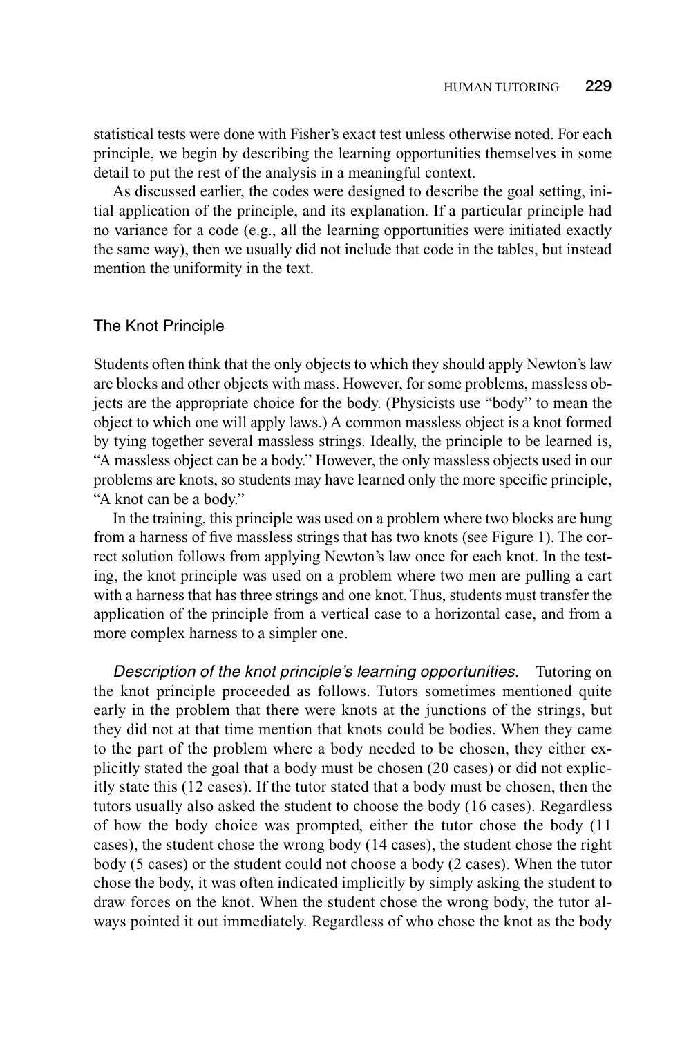statistical tests were done with Fisher's exact test unless otherwise noted. For each principle, we begin by describing the learning opportunities themselves in some detail to put the rest of the analysis in a meaningful context.

As discussed earlier, the codes were designed to describe the goal setting, initial application of the principle, and its explanation. If a particular principle had no variance for a code (e.g., all the learning opportunities were initiated exactly the same way), then we usually did not include that code in the tables, but instead mention the uniformity in the text.

### The Knot Principle

Students often think that the only objects to which they should apply Newton's law are blocks and other objects with mass. However, for some problems, massless objects are the appropriate choice for the body. (Physicists use "body" to mean the object to which one will apply laws.) A common massless object is a knot formed by tying together several massless strings. Ideally, the principle to be learned is, "A massless object can be a body." However, the only massless objects used in our problems are knots, so students may have learned only the more specific principle, "A knot can be a body."

In the training, this principle was used on a problem where two blocks are hung from a harness of five massless strings that has two knots (see Figure 1). The correct solution follows from applying Newton's law once for each knot. In the testing, the knot principle was used on a problem where two men are pulling a cart with a harness that has three strings and one knot. Thus, students must transfer the application of the principle from a vertical case to a horizontal case, and from a more complex harness to a simpler one.

*Description of the knot principle's learning opportunities.* Tutoring on the knot principle proceeded as follows. Tutors sometimes mentioned quite early in the problem that there were knots at the junctions of the strings, but they did not at that time mention that knots could be bodies. When they came to the part of the problem where a body needed to be chosen, they either explicitly stated the goal that a body must be chosen (20 cases) or did not explicitly state this (12 cases). If the tutor stated that a body must be chosen, then the tutors usually also asked the student to choose the body (16 cases). Regardless of how the body choice was prompted, either the tutor chose the body (11 cases), the student chose the wrong body (14 cases), the student chose the right body (5 cases) or the student could not choose a body (2 cases). When the tutor chose the body, it was often indicated implicitly by simply asking the student to draw forces on the knot. When the student chose the wrong body, the tutor always pointed it out immediately. Regardless of who chose the knot as the body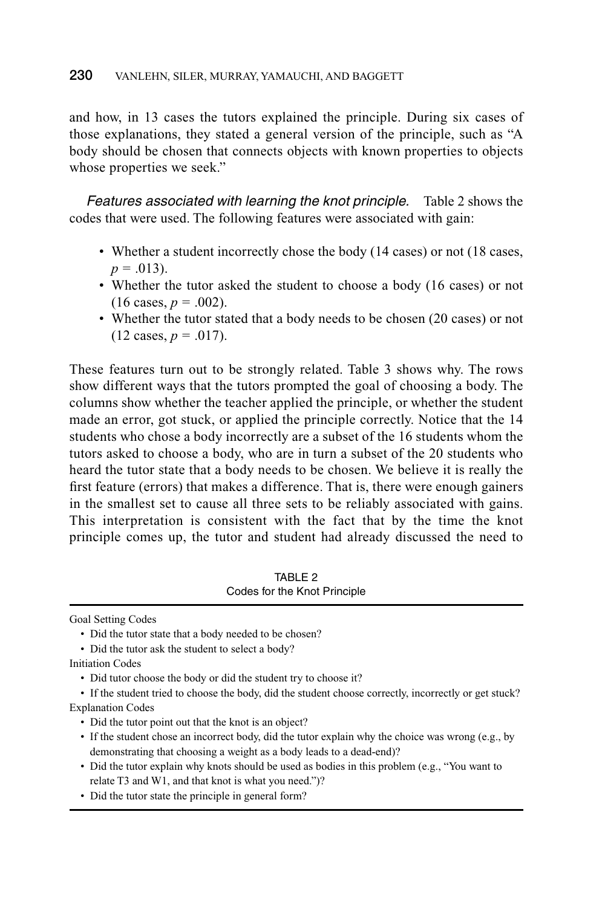and how, in 13 cases the tutors explained the principle. During six cases of those explanations, they stated a general version of the principle, such as "A body should be chosen that connects objects with known properties to objects whose properties we seek."

*Features associated with learning the knot principle.* Table 2 shows the codes that were used. The following features were associated with gain:

- Whether a student incorrectly chose the body (14 cases) or not (18 cases, $p = .013$).
- Whether the tutor asked the student to choose a body (16 cases) or not (16 cases, $p = .002$).
- Whether the tutor stated that a body needs to be chosen (20 cases) or not (12 cases, $p = .017$).

These features turn out to be strongly related. Table 3 shows why. The rows show different ways that the tutors prompted the goal of choosing a body. The columns show whether the teacher applied the principle, or whether the student made an error, got stuck, or applied the principle correctly. Notice that the 14 students who chose a body incorrectly are a subset of the 16 students whom the tutors asked to choose a body, who are in turn a subset of the 20 students who heard the tutor state that a body needs to be chosen. We believe it is really the first feature (errors) that makes a difference. That is, there were enough gainers in the smallest set to cause all three sets to be reliably associated with gains. This interpretation is consistent with the fact that by the time the knot principle comes up, the tutor and student had already discussed the need to

TABLE 2
Codes for the Knot Principle

Goal Setting Codes

- Did the tutor state that a body needed to be chosen?
- Did the tutor ask the student to select a body?

Initiation Codes

- Did tutor choose the body or did the student try to choose it?
- If the student tried to choose the body, did the student choose correctly, incorrectly or get stuck?

Explanation Codes

- Did the tutor point out that the knot is an object?
- If the student chose an incorrect body, did the tutor explain why the choice was wrong (e.g., by demonstrating that choosing a weight as a body leads to a dead-end)?
- Did the tutor explain why knots should be used as bodies in this problem (e.g., "You want to relate T3 and W1, and that knot is what you need.")?
- Did the tutor state the principle in general form?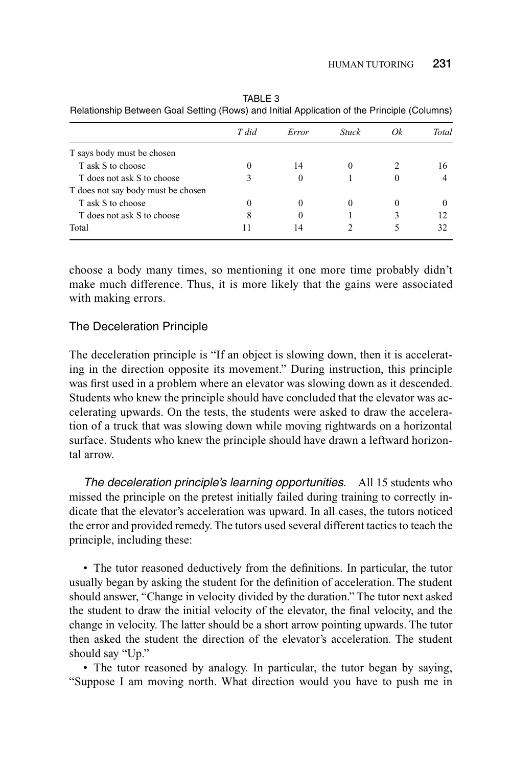TABLE 3
Relationship Between Goal Setting (Rows) and Initial Application of the Principle (Columns)

| | *T did* | *Error* | *Stuck* | *Ok* | *Total* |
|---|---|---|---|---|---|
| T says body must be chosen | | | | | |
| T ask S to choose | 0 | 14 | 0 | 2 | 16 |
| T does not ask S to choose | 3 | 0 | 1 | 0 | 4 |
| T does not say body must be chosen | | | | | |
| T ask S to choose | 0 | 0 | 0 | 0 | 0 |
| T does not ask S to choose | 8 | 0 | 1 | 3 | 12 |
| Total | 11 | 14 | 2 | 5 | 32 |

choose a body many times, so mentioning it one more time probably didn't make much difference. Thus, it is more likely that the gains were associated with making errors.

## The Deceleration Principle

The deceleration principle is "If an object is slowing down, then it is accelerating in the direction opposite its movement." During instruction, this principle was first used in a problem where an elevator was slowing down as it descended. Students who knew the principle should have concluded that the elevator was accelerating upwards. On the tests, the students were asked to draw the acceleration of a truck that was slowing down while moving rightwards on a horizontal surface. Students who knew the principle should have drawn a leftward horizontal arrow.

*The deceleration principle's learning opportunities.* All 15 students who missed the principle on the pretest initially failed during training to correctly indicate that the elevator's acceleration was upward. In all cases, the tutors noticed the error and provided remedy. The tutors used several different tactics to teach the principle, including these:

- The tutor reasoned deductively from the definitions. In particular, the tutor usually began by asking the student for the definition of acceleration. The student should answer, "Change in velocity divided by the duration." The tutor next asked the student to draw the initial velocity of the elevator, the final velocity, and the change in velocity. The latter should be a short arrow pointing upwards. The tutor then asked the student the direction of the elevator's acceleration. The student should say "Up."
- The tutor reasoned by analogy. In particular, the tutor began by saying, "Suppose I am moving north. What direction would you have to push me in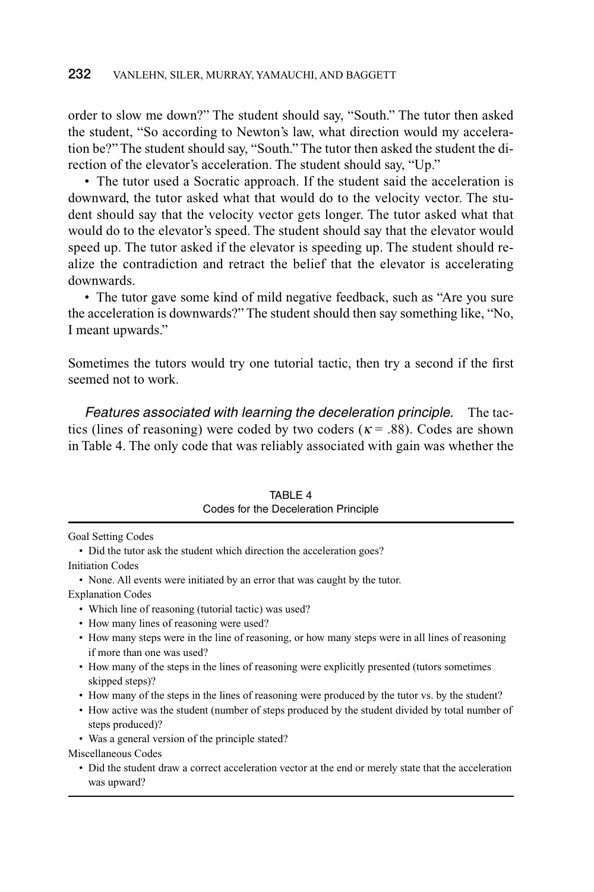order to slow me down?" The student should say, "South." The tutor then asked the student, "So according to Newton's law, what direction would my acceleration be?" The student should say, "South." The tutor then asked the student the direction of the elevator's acceleration. The student should say, "Up."

- The tutor used a Socratic approach. If the student said the acceleration is downward, the tutor asked what that would do to the velocity vector. The student should say that the velocity vector gets longer. The tutor asked what that would do to the elevator's speed. The student should say that the elevator would speed up. The tutor asked if the elevator is speeding up. The student should realize the contradiction and retract the belief that the elevator is accelerating downwards.
- The tutor gave some kind of mild negative feedback, such as "Are you sure the acceleration is downwards?" The student should then say something like, "No, I meant upwards."

Sometimes the tutors would try one tutorial tactic, then try a second if the first seemed not to work.

*Features associated with learning the deceleration principle.* The tactics (lines of reasoning) were coded by two coders ($\kappa = .88$). Codes are shown in Table 4. The only code that was reliably associated with gain was whether the

TABLE 4
Codes for the Deceleration Principle

Goal Setting Codes

- Did the tutor ask the student which direction the acceleration goes?

Initiation Codes

- None. All events were initiated by an error that was caught by the tutor.

Explanation Codes

- Which line of reasoning (tutorial tactic) was used?
- How many lines of reasoning were used?
- How many steps were in the line of reasoning, or how many steps were in all lines of reasoning if more than one was used?
- How many of the steps in the lines of reasoning were explicitly presented (tutors sometimes skipped steps)?
- How many of the steps in the lines of reasoning were produced by the tutor vs. by the student?
- How active was the student (number of steps produced by the student divided by total number of steps produced)?
- Was a general version of the principle stated?

Miscellaneous Codes

- Did the student draw a correct acceleration vector at the end or merely state that the acceleration was upward?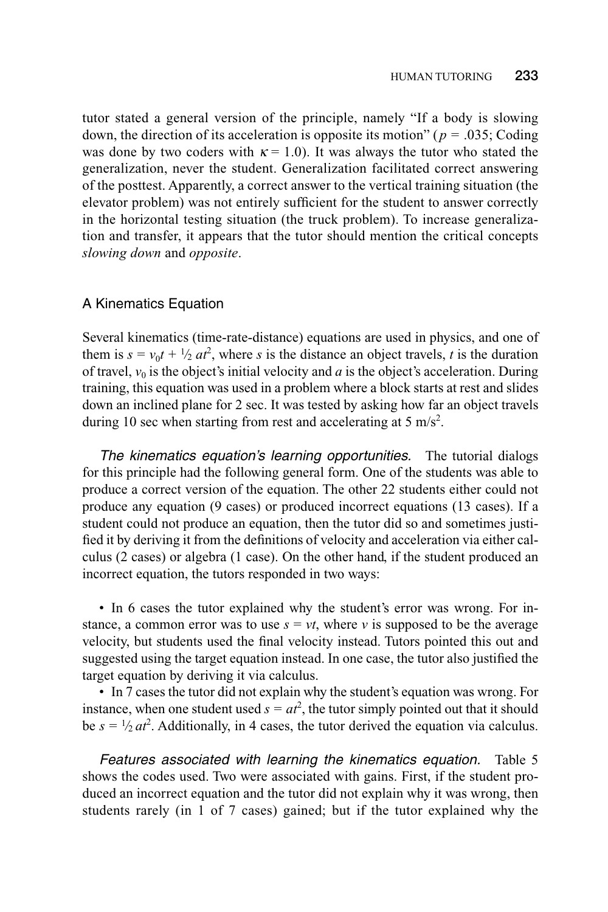tutor stated a general version of the principle, namely "If a body is slowing down, the direction of its acceleration is opposite its motion" ($p$ = .035; Coding was done by two coders with $\kappa = 1.0$). It was always the tutor who stated the generalization, never the student. Generalization facilitated correct answering of the posttest. Apparently, a correct answer to the vertical training situation (the elevator problem) was not entirely sufficient for the student to answer correctly in the horizontal testing situation (the truck problem). To increase generalization and transfer, it appears that the tutor should mention the critical concepts *slowing down* and *opposite*.

### A Kinematics Equation

Several kinematics (time-rate-distance) equations are used in physics, and one of them is $s = v_0 t + \frac{1}{2} at^2$, where $s$ is the distance an object travels, $t$ is the duration of travel, $v_0$ is the object's initial velocity and $a$ is the object's acceleration. During training, this equation was used in a problem where a block starts at rest and slides down an inclined plane for 2 sec. It was tested by asking how far an object travels during 10 sec when starting from rest and accelerating at 5 m/s$^2$.

*The kinematics equation's learning opportunities.* The tutorial dialogs for this principle had the following general form. One of the students was able to produce a correct version of the equation. The other 22 students either could not produce any equation (9 cases) or produced incorrect equations (13 cases). If a student could not produce an equation, then the tutor did so and sometimes justified it by deriving it from the definitions of velocity and acceleration via either calculus (2 cases) or algebra (1 case). On the other hand, if the student produced an incorrect equation, the tutors responded in two ways:

- In 6 cases the tutor explained why the student's error was wrong. For instance, a common error was to use $s = vt$, where $v$ is supposed to be the average velocity, but students used the final velocity instead. Tutors pointed this out and suggested using the target equation instead. In one case, the tutor also justified the target equation by deriving it via calculus.
- In 7 cases the tutor did not explain why the student's equation was wrong. For instance, when one student used $s = at^2$, the tutor simply pointed out that it should be $s = \frac{1}{2} at^2$. Additionally, in 4 cases, the tutor derived the equation via calculus.

*Features associated with learning the kinematics equation.* Table 5 shows the codes used. Two were associated with gains. First, if the student produced an incorrect equation and the tutor did not explain why it was wrong, then students rarely (in 1 of 7 cases) gained; but if the tutor explained why the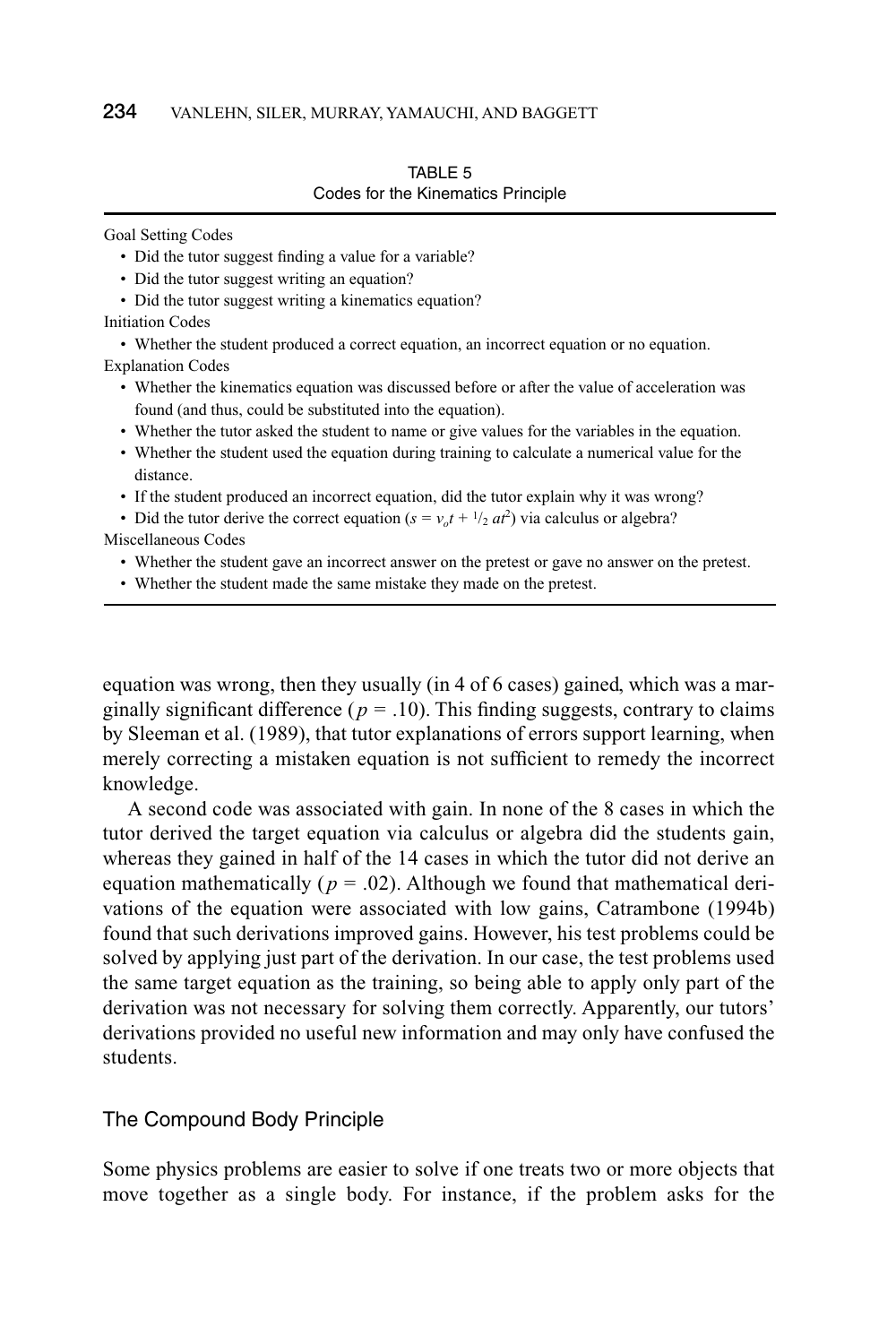TABLE 5
Codes for the Kinematics Principle

Goal Setting Codes

- Did the tutor suggest finding a value for a variable?
- Did the tutor suggest writing an equation?
- Did the tutor suggest writing a kinematics equation?

Initiation Codes

- Whether the student produced a correct equation, an incorrect equation or no equation.

Explanation Codes

- Whether the kinematics equation was discussed before or after the value of acceleration was found (and thus, could be substituted into the equation).
- Whether the tutor asked the student to name or give values for the variables in the equation.
- Whether the student used the equation during training to calculate a numerical value for the distance.
- If the student produced an incorrect equation, did the tutor explain why it was wrong?
- Did the tutor derive the correct equation ($s = v_o t + {}^1/_2\, at^2$) via calculus or algebra?

Miscellaneous Codes

- Whether the student gave an incorrect answer on the pretest or gave no answer on the pretest.
- Whether the student made the same mistake they made on the pretest.

equation was wrong, then they usually (in 4 of 6 cases) gained, which was a marginally significant difference ($p = .10$). This finding suggests, contrary to claims by Sleeman et al. (1989), that tutor explanations of errors support learning, when merely correcting a mistaken equation is not sufficient to remedy the incorrect knowledge.

A second code was associated with gain. In none of the 8 cases in which the tutor derived the target equation via calculus or algebra did the students gain, whereas they gained in half of the 14 cases in which the tutor did not derive an equation mathematically ($p = .02$). Although we found that mathematical derivations of the equation were associated with low gains, Catrambone (1994b) found that such derivations improved gains. However, his test problems could be solved by applying just part of the derivation. In our case, the test problems used the same target equation as the training, so being able to apply only part of the derivation was not necessary for solving them correctly. Apparently, our tutors' derivations provided no useful new information and may only have confused the students.

## The Compound Body Principle

Some physics problems are easier to solve if one treats two or more objects that move together as a single body. For instance, if the problem asks for the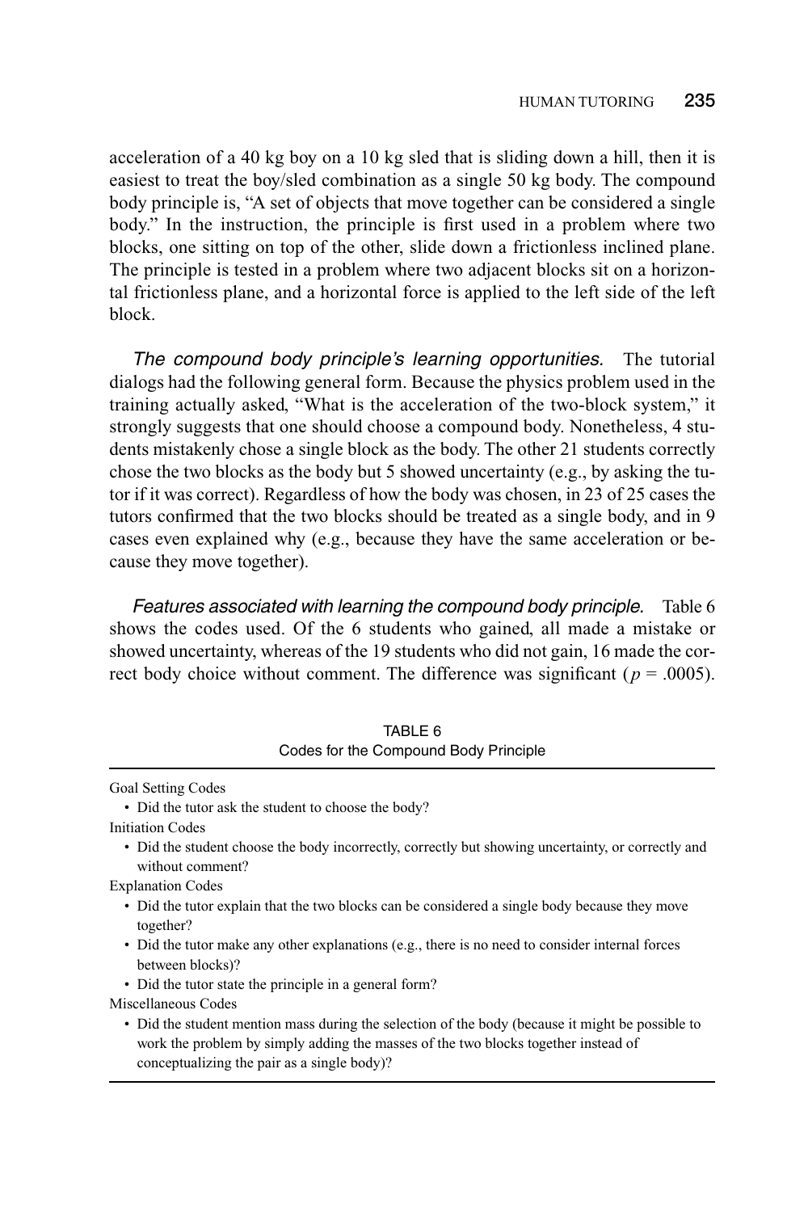acceleration of a 40 kg boy on a 10 kg sled that is sliding down a hill, then it is easiest to treat the boy/sled combination as a single 50 kg body. The compound body principle is, "A set of objects that move together can be considered a single body." In the instruction, the principle is first used in a problem where two blocks, one sitting on top of the other, slide down a frictionless inclined plane. The principle is tested in a problem where two adjacent blocks sit on a horizontal frictionless plane, and a horizontal force is applied to the left side of the left block.

*The compound body principle's learning opportunities.* The tutorial dialogs had the following general form. Because the physics problem used in the training actually asked, "What is the acceleration of the two-block system," it strongly suggests that one should choose a compound body. Nonetheless, 4 students mistakenly chose a single block as the body. The other 21 students correctly chose the two blocks as the body but 5 showed uncertainty (e.g., by asking the tutor if it was correct). Regardless of how the body was chosen, in 23 of 25 cases the tutors confirmed that the two blocks should be treated as a single body, and in 9 cases even explained why (e.g., because they have the same acceleration or because they move together).

*Features associated with learning the compound body principle.* Table 6 shows the codes used. Of the 6 students who gained, all made a mistake or showed uncertainty, whereas of the 19 students who did not gain, 16 made the correct body choice without comment. The difference was significant ($p = .0005$).

TABLE 6
Codes for the Compound Body Principle

Goal Setting Codes

- Did the tutor ask the student to choose the body?

Initiation Codes

- Did the student choose the body incorrectly, correctly but showing uncertainty, or correctly and without comment?

Explanation Codes

- Did the tutor explain that the two blocks can be considered a single body because they move together?
- Did the tutor make any other explanations (e.g., there is no need to consider internal forces between blocks)?
- Did the tutor state the principle in a general form?

Miscellaneous Codes

- Did the student mention mass during the selection of the body (because it might be possible to work the problem by simply adding the masses of the two blocks together instead of conceptualizing the pair as a single body)?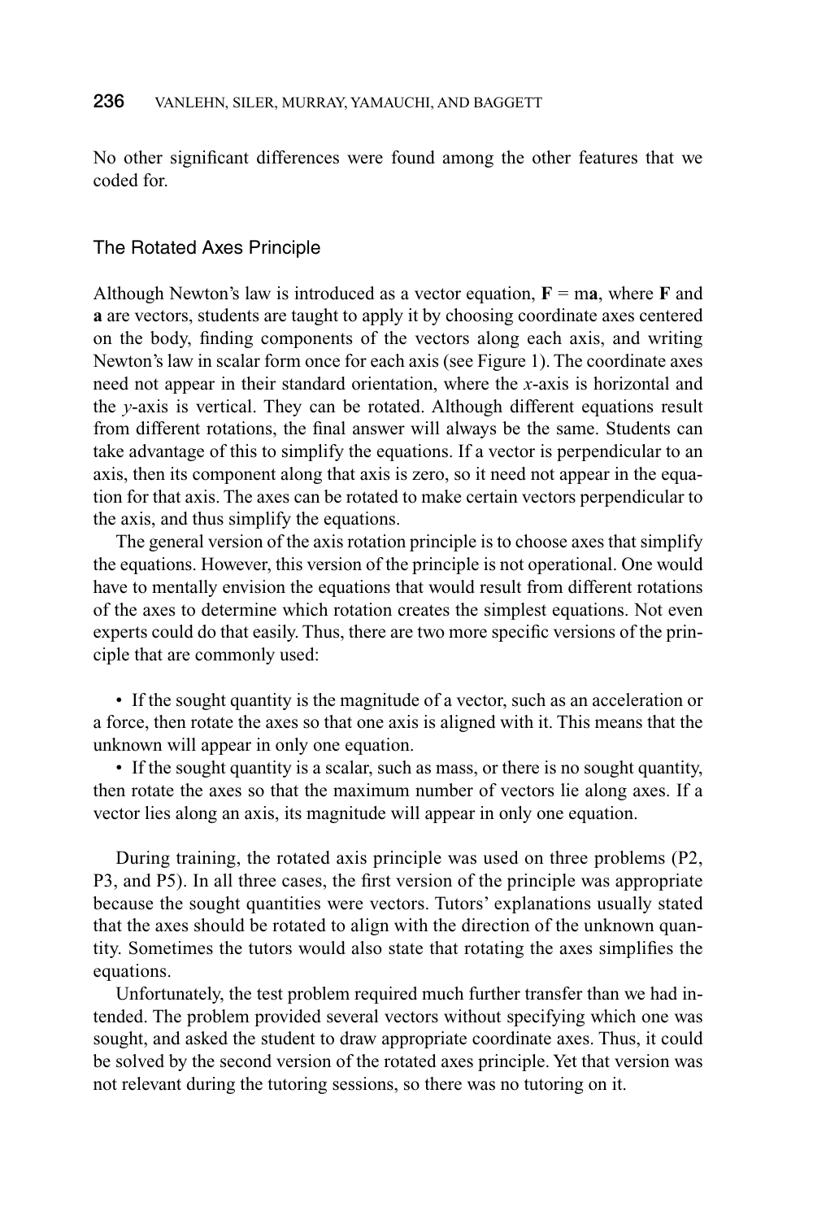No other significant differences were found among the other features that we coded for.

## The Rotated Axes Principle

Although Newton's law is introduced as a vector equation, **F** = m**a**, where **F** and **a** are vectors, students are taught to apply it by choosing coordinate axes centered on the body, finding components of the vectors along each axis, and writing Newton's law in scalar form once for each axis (see Figure 1). The coordinate axes need not appear in their standard orientation, where the *x*-axis is horizontal and the *y*-axis is vertical. They can be rotated. Although different equations result from different rotations, the final answer will always be the same. Students can take advantage of this to simplify the equations. If a vector is perpendicular to an axis, then its component along that axis is zero, so it need not appear in the equation for that axis. The axes can be rotated to make certain vectors perpendicular to the axis, and thus simplify the equations.

The general version of the axis rotation principle is to choose axes that simplify the equations. However, this version of the principle is not operational. One would have to mentally envision the equations that would result from different rotations of the axes to determine which rotation creates the simplest equations. Not even experts could do that easily. Thus, there are two more specific versions of the principle that are commonly used:

- If the sought quantity is the magnitude of a vector, such as an acceleration or a force, then rotate the axes so that one axis is aligned with it. This means that the unknown will appear in only one equation.
- If the sought quantity is a scalar, such as mass, or there is no sought quantity, then rotate the axes so that the maximum number of vectors lie along axes. If a vector lies along an axis, its magnitude will appear in only one equation.

During training, the rotated axis principle was used on three problems (P2, P3, and P5). In all three cases, the first version of the principle was appropriate because the sought quantities were vectors. Tutors' explanations usually stated that the axes should be rotated to align with the direction of the unknown quantity. Sometimes the tutors would also state that rotating the axes simplifies the equations.

Unfortunately, the test problem required much further transfer than we had intended. The problem provided several vectors without specifying which one was sought, and asked the student to draw appropriate coordinate axes. Thus, it could be solved by the second version of the rotated axes principle. Yet that version was not relevant during the tutoring sessions, so there was no tutoring on it.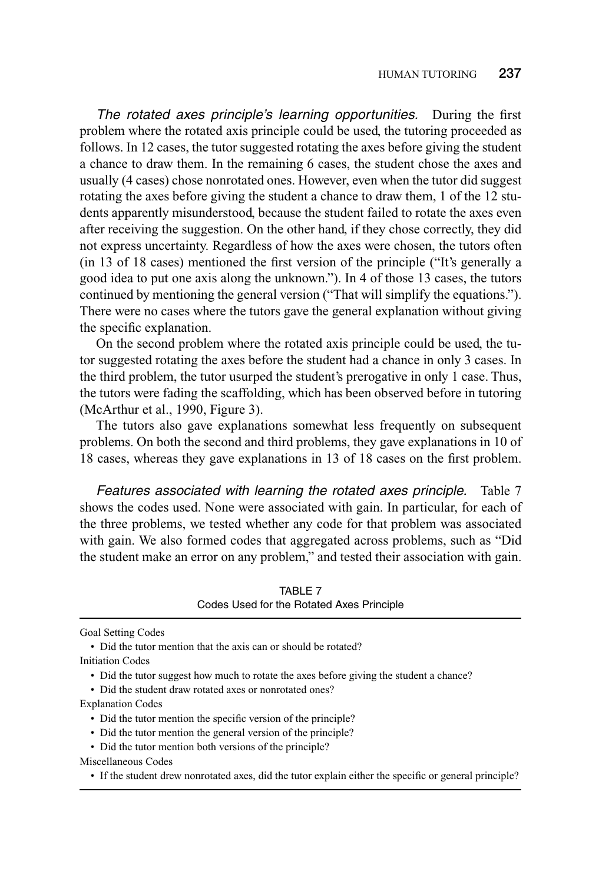*The rotated axes principle's learning opportunities.* During the first problem where the rotated axis principle could be used, the tutoring proceeded as follows. In 12 cases, the tutor suggested rotating the axes before giving the student a chance to draw them. In the remaining 6 cases, the student chose the axes and usually (4 cases) chose nonrotated ones. However, even when the tutor did suggest rotating the axes before giving the student a chance to draw them, 1 of the 12 students apparently misunderstood, because the student failed to rotate the axes even after receiving the suggestion. On the other hand, if they chose correctly, they did not express uncertainty. Regardless of how the axes were chosen, the tutors often (in 13 of 18 cases) mentioned the first version of the principle ("It's generally a good idea to put one axis along the unknown."). In 4 of those 13 cases, the tutors continued by mentioning the general version ("That will simplify the equations."). There were no cases where the tutors gave the general explanation without giving the specific explanation.

On the second problem where the rotated axis principle could be used, the tutor suggested rotating the axes before the student had a chance in only 3 cases. In the third problem, the tutor usurped the student's prerogative in only 1 case. Thus, the tutors were fading the scaffolding, which has been observed before in tutoring (McArthur et al., 1990, Figure 3).

The tutors also gave explanations somewhat less frequently on subsequent problems. On both the second and third problems, they gave explanations in 10 of 18 cases, whereas they gave explanations in 13 of 18 cases on the first problem.

*Features associated with learning the rotated axes principle.* Table 7 shows the codes used. None were associated with gain. In particular, for each of the three problems, we tested whether any code for that problem was associated with gain. We also formed codes that aggregated across problems, such as "Did the student make an error on any problem," and tested their association with gain.

TABLE 7
Codes Used for the Rotated Axes Principle

| |
|---|
| Goal Setting Codes |
| • Did the tutor mention that the axis can or should be rotated? |
| Initiation Codes |
| • Did the tutor suggest how much to rotate the axes before giving the student a chance? |
| • Did the student draw rotated axes or nonrotated ones? |
| Explanation Codes |
| • Did the tutor mention the specific version of the principle? |
| • Did the tutor mention the general version of the principle? |
| • Did the tutor mention both versions of the principle? |
| Miscellaneous Codes |
| • If the student drew nonrotated axes, did the tutor explain either the specific or general principle? |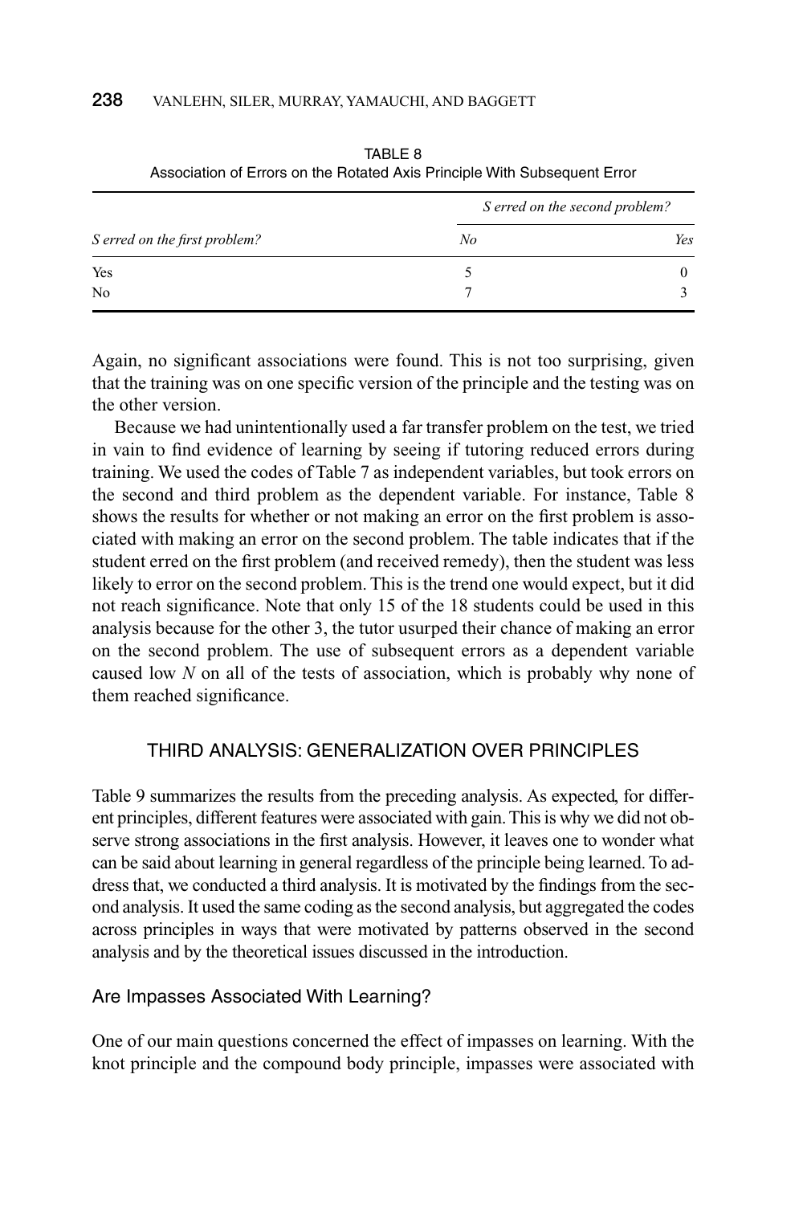TABLE 8
Association of Errors on the Rotated Axis Principle With Subsequent Error

| | *S erred on the second problem?* | |
|---|---|---|
| *S erred on the first problem?* | *No* | *Yes* |
| Yes | 5 | 0 |
| No | 7 | 3 |

Again, no significant associations were found. This is not too surprising, given that the training was on one specific version of the principle and the testing was on the other version.

Because we had unintentionally used a far transfer problem on the test, we tried in vain to find evidence of learning by seeing if tutoring reduced errors during training. We used the codes of Table 7 as independent variables, but took errors on the second and third problem as the dependent variable. For instance, Table 8 shows the results for whether or not making an error on the first problem is associated with making an error on the second problem. The table indicates that if the student erred on the first problem (and received remedy), then the student was less likely to error on the second problem. This is the trend one would expect, but it did not reach significance. Note that only 15 of the 18 students could be used in this analysis because for the other 3, the tutor usurped their chance of making an error on the second problem. The use of subsequent errors as a dependent variable caused low *N* on all of the tests of association, which is probably why none of them reached significance.

## THIRD ANALYSIS: GENERALIZATION OVER PRINCIPLES

Table 9 summarizes the results from the preceding analysis. As expected, for different principles, different features were associated with gain. This is why we did not observe strong associations in the first analysis. However, it leaves one to wonder what can be said about learning in general regardless of the principle being learned. To address that, we conducted a third analysis. It is motivated by the findings from the second analysis. It used the same coding as the second analysis, but aggregated the codes across principles in ways that were motivated by patterns observed in the second analysis and by the theoretical issues discussed in the introduction.

### Are Impasses Associated With Learning?

One of our main questions concerned the effect of impasses on learning. With the knot principle and the compound body principle, impasses were associated with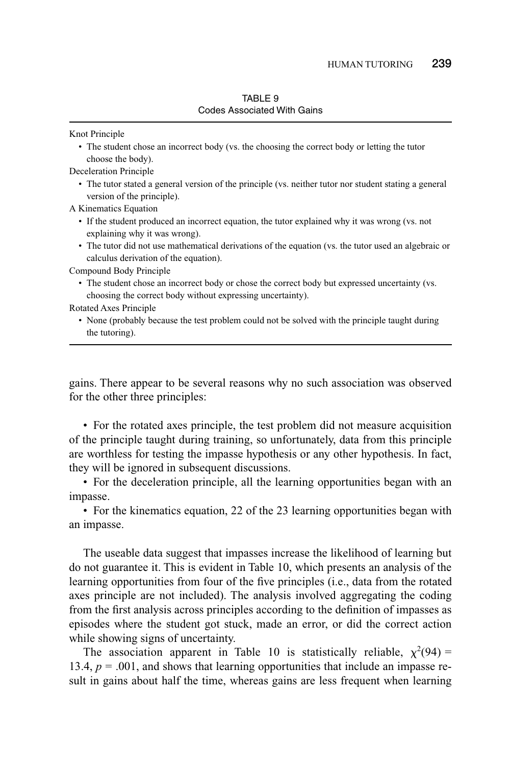TABLE 9
Codes Associated With Gains

Knot Principle

- The student chose an incorrect body (vs. the choosing the correct body or letting the tutor choose the body).

Deceleration Principle

- The tutor stated a general version of the principle (vs. neither tutor nor student stating a general version of the principle).

A Kinematics Equation

- If the student produced an incorrect equation, the tutor explained why it was wrong (vs. not explaining why it was wrong).
- The tutor did not use mathematical derivations of the equation (vs. the tutor used an algebraic or calculus derivation of the equation).

Compound Body Principle

- The student chose an incorrect body or chose the correct body but expressed uncertainty (vs. choosing the correct body without expressing uncertainty).

Rotated Axes Principle

- None (probably because the test problem could not be solved with the principle taught during the tutoring).

gains. There appear to be several reasons why no such association was observed for the other three principles:

- For the rotated axes principle, the test problem did not measure acquisition of the principle taught during training, so unfortunately, data from this principle are worthless for testing the impasse hypothesis or any other hypothesis. In fact, they will be ignored in subsequent discussions.
- For the deceleration principle, all the learning opportunities began with an impasse.
- For the kinematics equation, 22 of the 23 learning opportunities began with an impasse.

The useable data suggest that impasses increase the likelihood of learning but do not guarantee it. This is evident in Table 10, which presents an analysis of the learning opportunities from four of the five principles (i.e., data from the rotated axes principle are not included). The analysis involved aggregating the coding from the first analysis across principles according to the definition of impasses as episodes where the student got stuck, made an error, or did the correct action while showing signs of uncertainty.

The association apparent in Table 10 is statistically reliable, $\chi^2(94) = 13.4$, $p = .001$, and shows that learning opportunities that include an impasse result in gains about half the time, whereas gains are less frequent when learning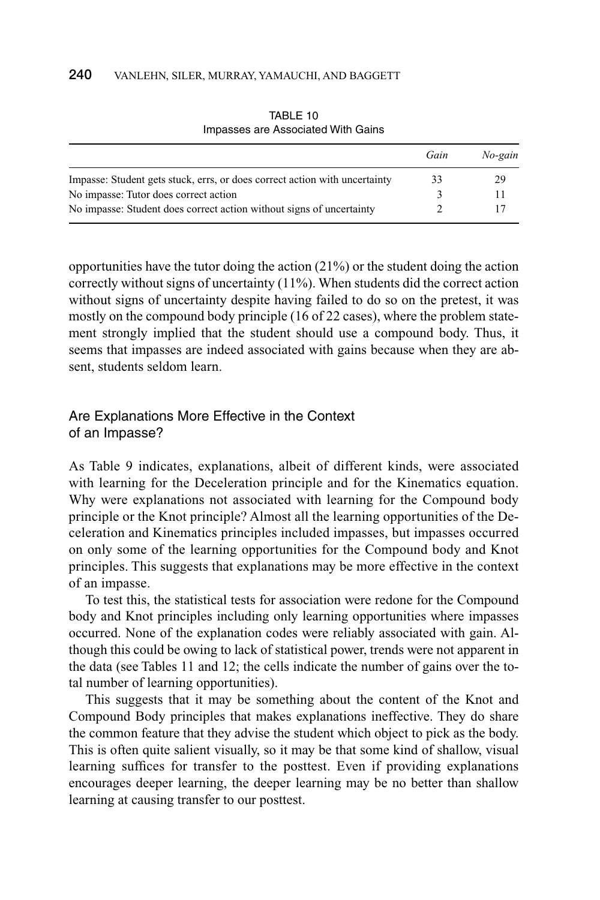TABLE 10
Impasses are Associated With Gains

| | *Gain* | *No-gain* |
|---|---|---|
| Impasse: Student gets stuck, errs, or does correct action with uncertainty | 33 | 29 |
| No impasse: Tutor does correct action | 3 | 11 |
| No impasse: Student does correct action without signs of uncertainty | 2 | 17 |

opportunities have the tutor doing the action (21%) or the student doing the action correctly without signs of uncertainty (11%). When students did the correct action without signs of uncertainty despite having failed to do so on the pretest, it was mostly on the compound body principle (16 of 22 cases), where the problem statement strongly implied that the student should use a compound body. Thus, it seems that impasses are indeed associated with gains because when they are absent, students seldom learn.

## Are Explanations More Effective in the Context of an Impasse?

As Table 9 indicates, explanations, albeit of different kinds, were associated with learning for the Deceleration principle and for the Kinematics equation. Why were explanations not associated with learning for the Compound body principle or the Knot principle? Almost all the learning opportunities of the Deceleration and Kinematics principles included impasses, but impasses occurred on only some of the learning opportunities for the Compound body and Knot principles. This suggests that explanations may be more effective in the context of an impasse.

To test this, the statistical tests for association were redone for the Compound body and Knot principles including only learning opportunities where impasses occurred. None of the explanation codes were reliably associated with gain. Although this could be owing to lack of statistical power, trends were not apparent in the data (see Tables 11 and 12; the cells indicate the number of gains over the total number of learning opportunities).

This suggests that it may be something about the content of the Knot and Compound Body principles that makes explanations ineffective. They do share the common feature that they advise the student which object to pick as the body. This is often quite salient visually, so it may be that some kind of shallow, visual learning suffices for transfer to the posttest. Even if providing explanations encourages deeper learning, the deeper learning may be no better than shallow learning at causing transfer to our posttest.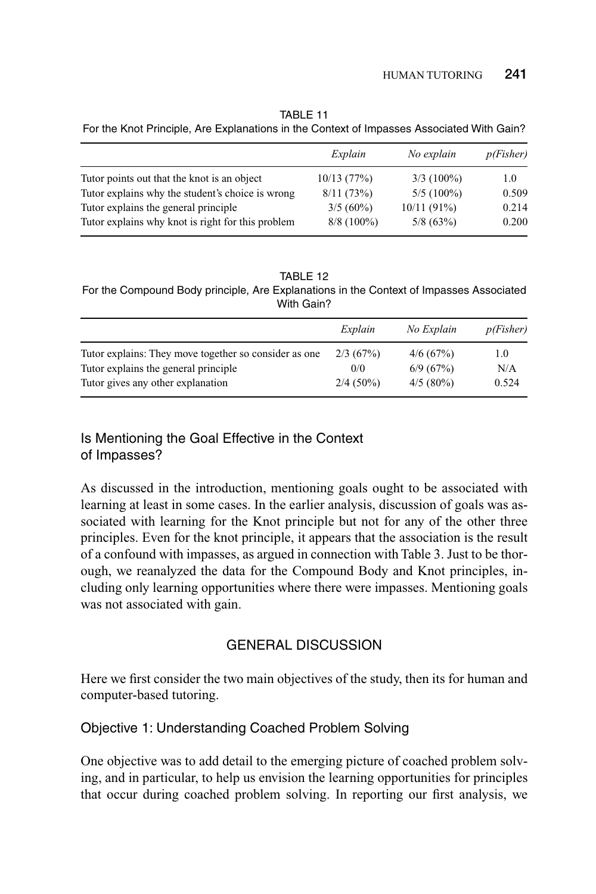TABLE 11
For the Knot Principle, Are Explanations in the Context of Impasses Associated With Gain?

| | *Explain* | *No explain* | *p(Fisher)* |
|---|---|---|---|
| Tutor points out that the knot is an object | 10/13 (77%) | 3/3 (100%) | 1.0 |
| Tutor explains why the student's choice is wrong | 8/11 (73%) | 5/5 (100%) | 0.509 |
| Tutor explains the general principle | 3/5 (60%) | 10/11 (91%) | 0.214 |
| Tutor explains why knot is right for this problem | 8/8 (100%) | 5/8 (63%) | 0.200 |

TABLE 12
For the Compound Body principle, Are Explanations in the Context of Impasses Associated With Gain?

| | *Explain* | *No Explain* | *p(Fisher)* |
|---|---|---|---|
| Tutor explains: They move together so consider as one | 2/3 (67%) | 4/6 (67%) | 1.0 |
| Tutor explains the general principle | 0/0 | 6/9 (67%) | N/A |
| Tutor gives any other explanation | 2/4 (50%) | 4/5 (80%) | 0.524 |

### Is Mentioning the Goal Effective in the Context of Impasses?

As discussed in the introduction, mentioning goals ought to be associated with learning at least in some cases. In the earlier analysis, discussion of goals was associated with learning for the Knot principle but not for any of the other three principles. Even for the knot principle, it appears that the association is the result of a confound with impasses, as argued in connection with Table 3. Just to be thorough, we reanalyzed the data for the Compound Body and Knot principles, including only learning opportunities where there were impasses. Mentioning goals was not associated with gain.

## GENERAL DISCUSSION

Here we first consider the two main objectives of the study, then its for human and computer-based tutoring.

### Objective 1: Understanding Coached Problem Solving

One objective was to add detail to the emerging picture of coached problem solving, and in particular, to help us envision the learning opportunities for principles that occur during coached problem solving. In reporting our first analysis, we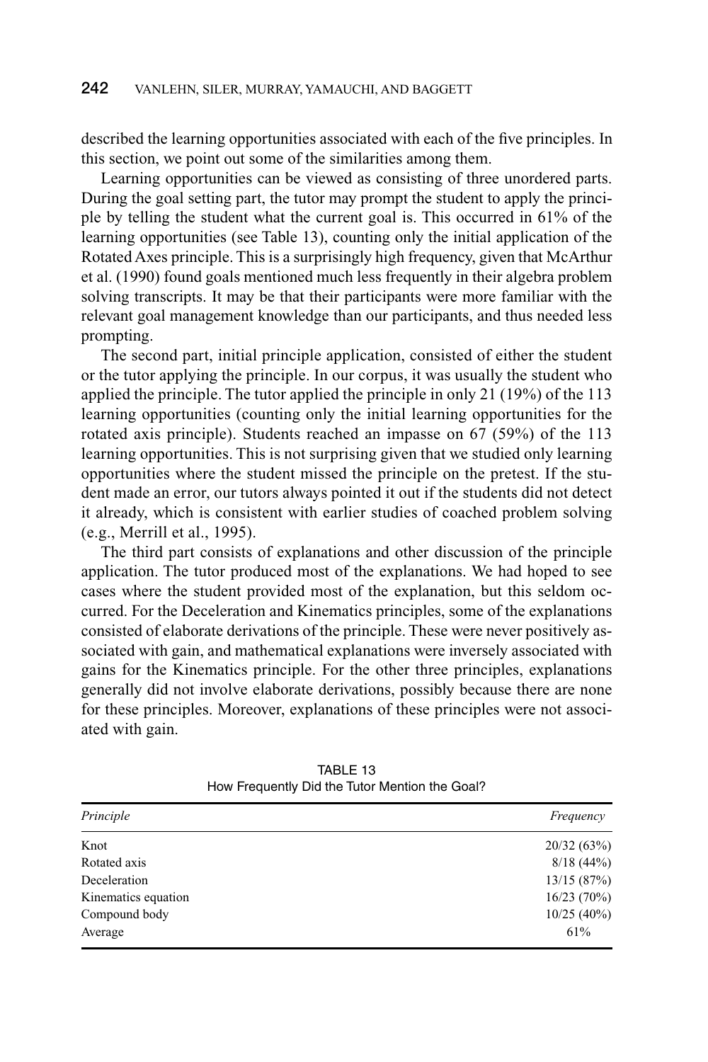described the learning opportunities associated with each of the five principles. In this section, we point out some of the similarities among them.

Learning opportunities can be viewed as consisting of three unordered parts. During the goal setting part, the tutor may prompt the student to apply the principle by telling the student what the current goal is. This occurred in 61% of the learning opportunities (see Table 13), counting only the initial application of the Rotated Axes principle. This is a surprisingly high frequency, given that McArthur et al. (1990) found goals mentioned much less frequently in their algebra problem solving transcripts. It may be that their participants were more familiar with the relevant goal management knowledge than our participants, and thus needed less prompting.

The second part, initial principle application, consisted of either the student or the tutor applying the principle. In our corpus, it was usually the student who applied the principle. The tutor applied the principle in only 21 (19%) of the 113 learning opportunities (counting only the initial learning opportunities for the rotated axis principle). Students reached an impasse on 67 (59%) of the 113 learning opportunities. This is not surprising given that we studied only learning opportunities where the student missed the principle on the pretest. If the student made an error, our tutors always pointed it out if the students did not detect it already, which is consistent with earlier studies of coached problem solving (e.g., Merrill et al., 1995).

The third part consists of explanations and other discussion of the principle application. The tutor produced most of the explanations. We had hoped to see cases where the student provided most of the explanation, but this seldom occurred. For the Deceleration and Kinematics principles, some of the explanations consisted of elaborate derivations of the principle. These were never positively associated with gain, and mathematical explanations were inversely associated with gains for the Kinematics principle. For the other three principles, explanations generally did not involve elaborate derivations, possibly because there are none for these principles. Moreover, explanations of these principles were not associated with gain.

TABLE 13
How Frequently Did the Tutor Mention the Goal?

| *Principle* | *Frequency* |
|---|---|
| Knot | 20/32 (63%) |
| Rotated axis | 8/18 (44%) |
| Deceleration | 13/15 (87%) |
| Kinematics equation | 16/23 (70%) |
| Compound body | 10/25 (40%) |
| Average | 61% |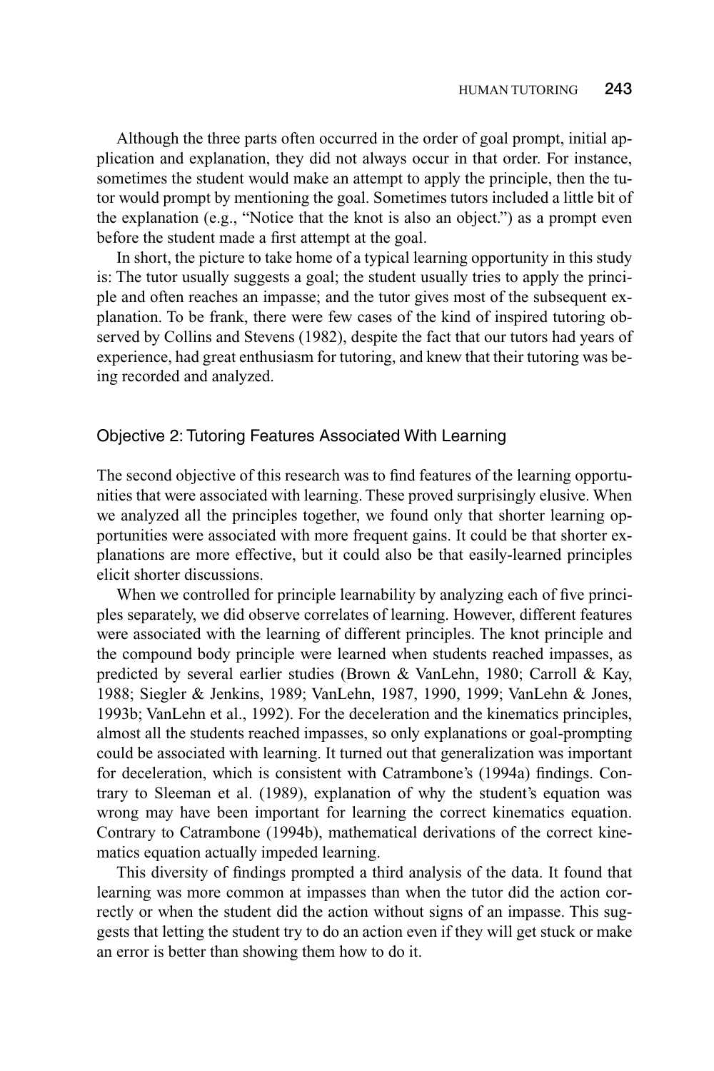Although the three parts often occurred in the order of goal prompt, initial application and explanation, they did not always occur in that order. For instance, sometimes the student would make an attempt to apply the principle, then the tutor would prompt by mentioning the goal. Sometimes tutors included a little bit of the explanation (e.g., "Notice that the knot is also an object.") as a prompt even before the student made a first attempt at the goal.

In short, the picture to take home of a typical learning opportunity in this study is: The tutor usually suggests a goal; the student usually tries to apply the principle and often reaches an impasse; and the tutor gives most of the subsequent explanation. To be frank, there were few cases of the kind of inspired tutoring observed by Collins and Stevens (1982), despite the fact that our tutors had years of experience, had great enthusiasm for tutoring, and knew that their tutoring was being recorded and analyzed.

## Objective 2: Tutoring Features Associated With Learning

The second objective of this research was to find features of the learning opportunities that were associated with learning. These proved surprisingly elusive. When we analyzed all the principles together, we found only that shorter learning opportunities were associated with more frequent gains. It could be that shorter explanations are more effective, but it could also be that easily-learned principles elicit shorter discussions.

When we controlled for principle learnability by analyzing each of five principles separately, we did observe correlates of learning. However, different features were associated with the learning of different principles. The knot principle and the compound body principle were learned when students reached impasses, as predicted by several earlier studies (Brown & VanLehn, 1980; Carroll & Kay, 1988; Siegler & Jenkins, 1989; VanLehn, 1987, 1990, 1999; VanLehn & Jones, 1993b; VanLehn et al., 1992). For the deceleration and the kinematics principles, almost all the students reached impasses, so only explanations or goal-prompting could be associated with learning. It turned out that generalization was important for deceleration, which is consistent with Catrambone's (1994a) findings. Contrary to Sleeman et al. (1989), explanation of why the student's equation was wrong may have been important for learning the correct kinematics equation. Contrary to Catrambone (1994b), mathematical derivations of the correct kinematics equation actually impeded learning.

This diversity of findings prompted a third analysis of the data. It found that learning was more common at impasses than when the tutor did the action correctly or when the student did the action without signs of an impasse. This suggests that letting the student try to do an action even if they will get stuck or make an error is better than showing them how to do it.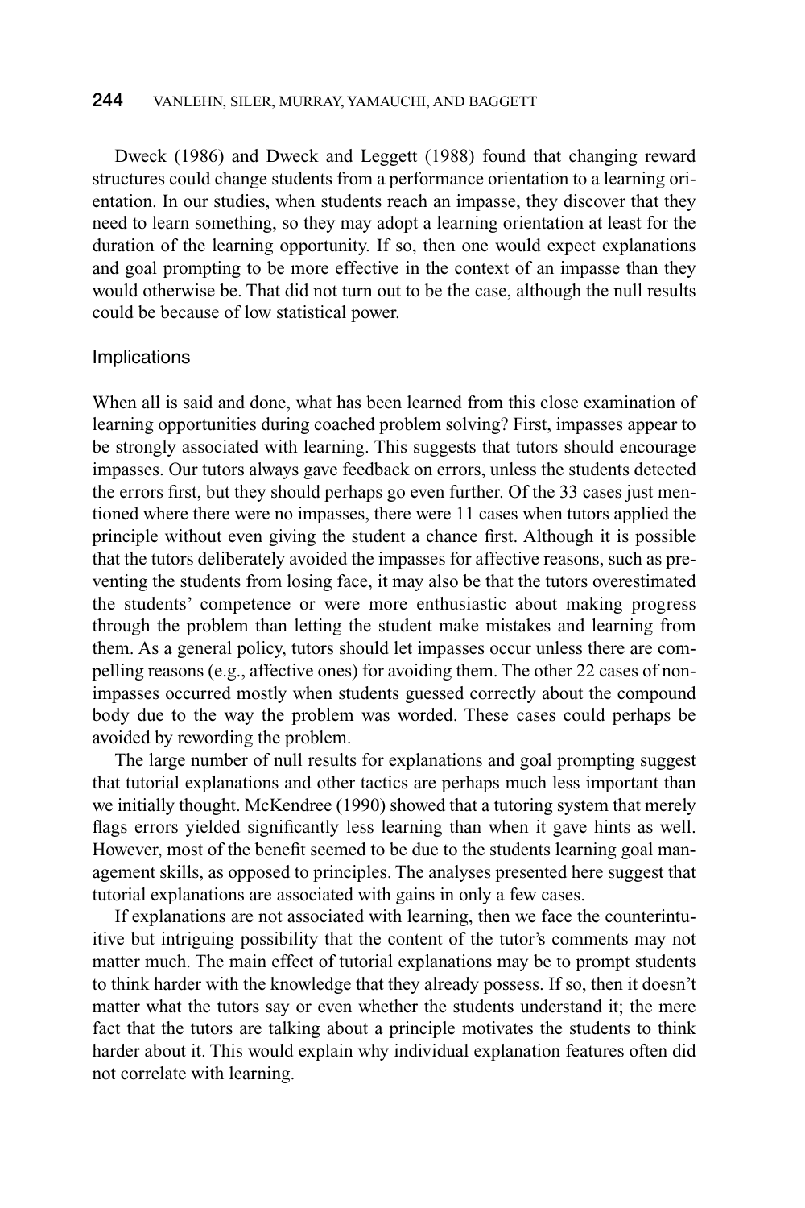Dweck (1986) and Dweck and Leggett (1988) found that changing reward structures could change students from a performance orientation to a learning orientation. In our studies, when students reach an impasse, they discover that they need to learn something, so they may adopt a learning orientation at least for the duration of the learning opportunity. If so, then one would expect explanations and goal prompting to be more effective in the context of an impasse than they would otherwise be. That did not turn out to be the case, although the null results could be because of low statistical power.

## Implications

When all is said and done, what has been learned from this close examination of learning opportunities during coached problem solving? First, impasses appear to be strongly associated with learning. This suggests that tutors should encourage impasses. Our tutors always gave feedback on errors, unless the students detected the errors first, but they should perhaps go even further. Of the 33 cases just mentioned where there were no impasses, there were 11 cases when tutors applied the principle without even giving the student a chance first. Although it is possible that the tutors deliberately avoided the impasses for affective reasons, such as preventing the students from losing face, it may also be that the tutors overestimated the students' competence or were more enthusiastic about making progress through the problem than letting the student make mistakes and learning from them. As a general policy, tutors should let impasses occur unless there are compelling reasons (e.g., affective ones) for avoiding them. The other 22 cases of non-impasses occurred mostly when students guessed correctly about the compound body due to the way the problem was worded. These cases could perhaps be avoided by rewording the problem.

The large number of null results for explanations and goal prompting suggest that tutorial explanations and other tactics are perhaps much less important than we initially thought. McKendree (1990) showed that a tutoring system that merely flags errors yielded significantly less learning than when it gave hints as well. However, most of the benefit seemed to be due to the students learning goal management skills, as opposed to principles. The analyses presented here suggest that tutorial explanations are associated with gains in only a few cases.

If explanations are not associated with learning, then we face the counterintuitive but intriguing possibility that the content of the tutor's comments may not matter much. The main effect of tutorial explanations may be to prompt students to think harder with the knowledge that they already possess. If so, then it doesn't matter what the tutors say or even whether the students understand it; the mere fact that the tutors are talking about a principle motivates the students to think harder about it. This would explain why individual explanation features often did not correlate with learning.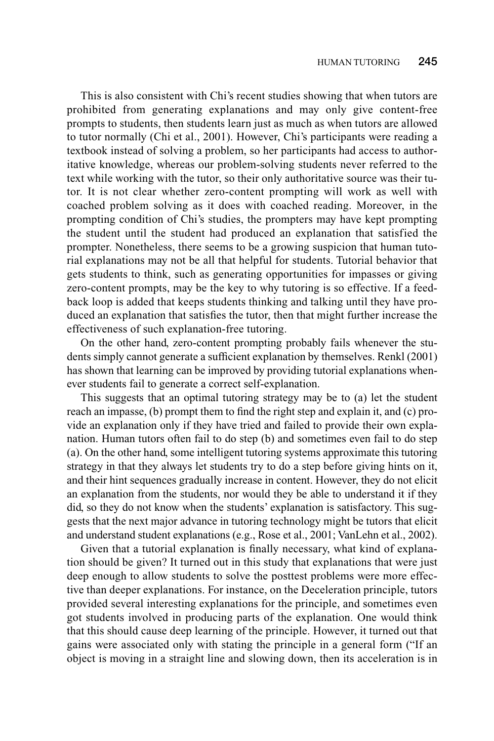This is also consistent with Chi's recent studies showing that when tutors are prohibited from generating explanations and may only give content-free prompts to students, then students learn just as much as when tutors are allowed to tutor normally (Chi et al., 2001). However, Chi's participants were reading a textbook instead of solving a problem, so her participants had access to authoritative knowledge, whereas our problem-solving students never referred to the text while working with the tutor, so their only authoritative source was their tutor. It is not clear whether zero-content prompting will work as well with coached problem solving as it does with coached reading. Moreover, in the prompting condition of Chi's studies, the prompters may have kept prompting the student until the student had produced an explanation that satisfied the prompter. Nonetheless, there seems to be a growing suspicion that human tutorial explanations may not be all that helpful for students. Tutorial behavior that gets students to think, such as generating opportunities for impasses or giving zero-content prompts, may be the key to why tutoring is so effective. If a feedback loop is added that keeps students thinking and talking until they have produced an explanation that satisfies the tutor, then that might further increase the effectiveness of such explanation-free tutoring.

On the other hand, zero-content prompting probably fails whenever the students simply cannot generate a sufficient explanation by themselves. Renkl (2001) has shown that learning can be improved by providing tutorial explanations whenever students fail to generate a correct self-explanation.

This suggests that an optimal tutoring strategy may be to (a) let the student reach an impasse, (b) prompt them to find the right step and explain it, and (c) provide an explanation only if they have tried and failed to provide their own explanation. Human tutors often fail to do step (b) and sometimes even fail to do step (a). On the other hand, some intelligent tutoring systems approximate this tutoring strategy in that they always let students try to do a step before giving hints on it, and their hint sequences gradually increase in content. However, they do not elicit an explanation from the students, nor would they be able to understand it if they did, so they do not know when the students' explanation is satisfactory. This suggests that the next major advance in tutoring technology might be tutors that elicit and understand student explanations (e.g., Rose et al., 2001; VanLehn et al., 2002).

Given that a tutorial explanation is finally necessary, what kind of explanation should be given? It turned out in this study that explanations that were just deep enough to allow students to solve the posttest problems were more effective than deeper explanations. For instance, on the Deceleration principle, tutors provided several interesting explanations for the principle, and sometimes even got students involved in producing parts of the explanation. One would think that this should cause deep learning of the principle. However, it turned out that gains were associated only with stating the principle in a general form ("If an object is moving in a straight line and slowing down, then its acceleration is in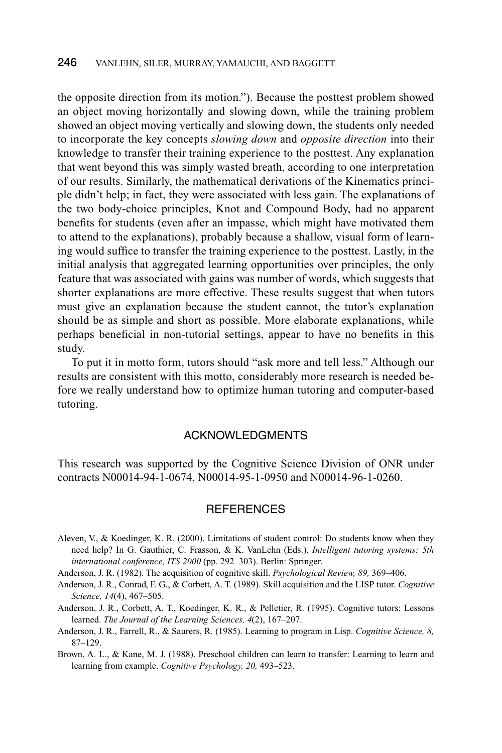the opposite direction from its motion."). Because the posttest problem showed an object moving horizontally and slowing down, while the training problem showed an object moving vertically and slowing down, the students only needed to incorporate the key concepts *slowing down* and *opposite direction* into their knowledge to transfer their training experience to the posttest. Any explanation that went beyond this was simply wasted breath, according to one interpretation of our results. Similarly, the mathematical derivations of the Kinematics principle didn't help; in fact, they were associated with less gain. The explanations of the two body-choice principles, Knot and Compound Body, had no apparent benefits for students (even after an impasse, which might have motivated them to attend to the explanations), probably because a shallow, visual form of learning would suffice to transfer the training experience to the posttest. Lastly, in the initial analysis that aggregated learning opportunities over principles, the only feature that was associated with gains was number of words, which suggests that shorter explanations are more effective. These results suggest that when tutors must give an explanation because the student cannot, the tutor's explanation should be as simple and short as possible. More elaborate explanations, while perhaps beneficial in non-tutorial settings, appear to have no benefits in this study.

To put it in motto form, tutors should "ask more and tell less." Although our results are consistent with this motto, considerably more research is needed before we really understand how to optimize human tutoring and computer-based tutoring.

## ACKNOWLEDGMENTS

This research was supported by the Cognitive Science Division of ONR under contracts N00014-94-1-0674, N00014-95-1-0950 and N00014-96-1-0260.

## REFERENCES

Aleven, V., & Koedinger, K. R. (2000). Limitations of student control: Do students know when they need help? In G. Gauthier, C. Frasson, & K. VanLehn (Eds.), *Intelligent tutoring systems: 5th international conference, ITS 2000* (pp. 292–303). Berlin: Springer.

Anderson, J. R. (1982). The acquisition of cognitive skill. *Psychological Review, 89,* 369–406.

Anderson, J. R., Conrad, F. G., & Corbett, A. T. (1989). Skill acquisition and the LISP tutor. *Cognitive Science, 14*(4), 467–505.

Anderson, J. R., Corbett, A. T., Koedinger, K. R., & Pelletier, R. (1995). Cognitive tutors: Lessons learned. *The Journal of the Learning Sciences, 4*(2), 167–207.

Anderson, J. R., Farrell, R., & Saurers, R. (1985). Learning to program in Lisp. *Cognitive Science, 8,* 87–129.

Brown, A. L., & Kane, M. J. (1988). Preschool children can learn to transfer: Learning to learn and learning from example. *Cognitive Psychology, 20,* 493–523.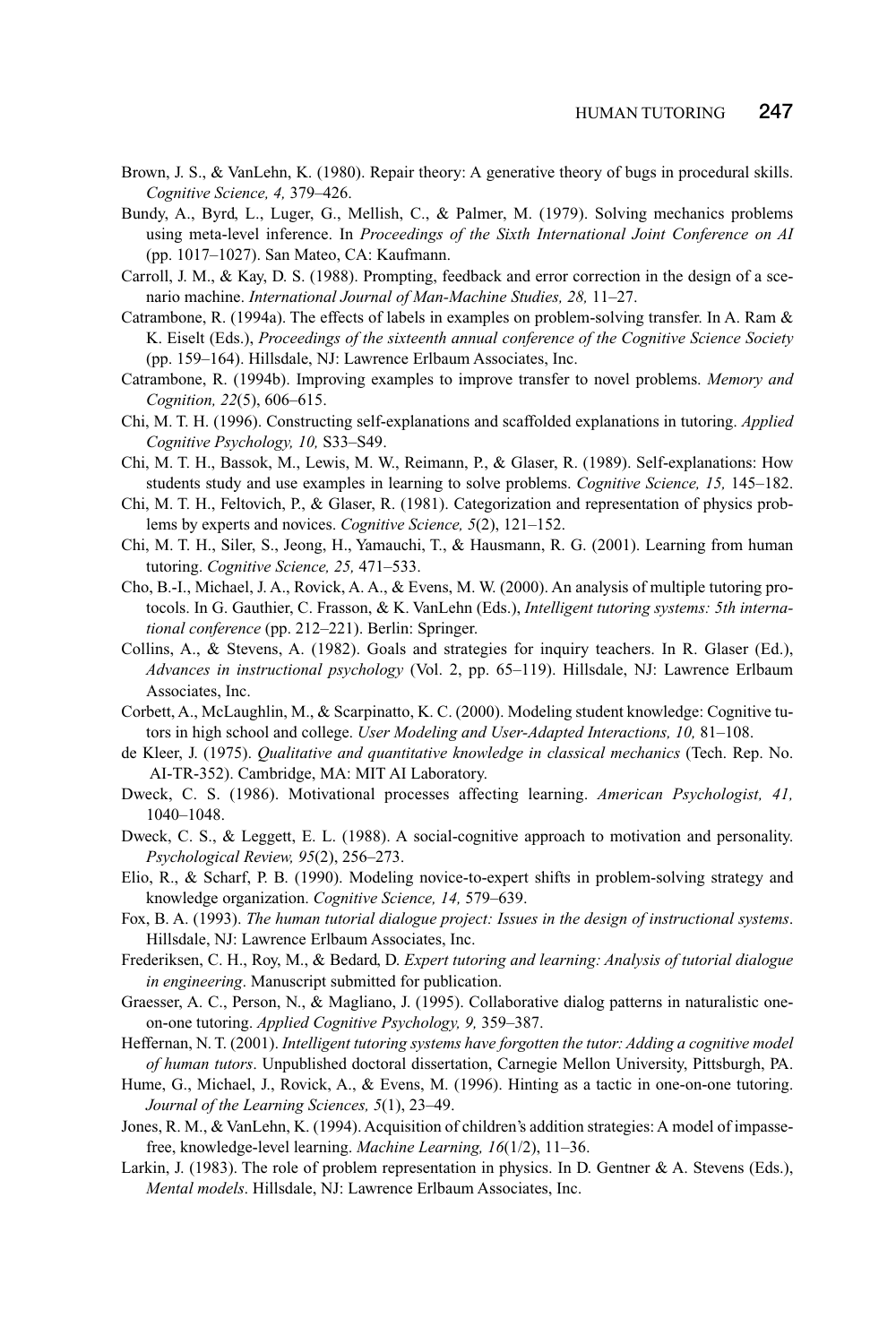Brown, J. S., & VanLehn, K. (1980). Repair theory: A generative theory of bugs in procedural skills. *Cognitive Science, 4,* 379–426.

Bundy, A., Byrd, L., Luger, G., Mellish, C., & Palmer, M. (1979). Solving mechanics problems using meta-level inference. In *Proceedings of the Sixth International Joint Conference on AI* (pp. 1017–1027). San Mateo, CA: Kaufmann.

Carroll, J. M., & Kay, D. S. (1988). Prompting, feedback and error correction in the design of a scenario machine. *International Journal of Man-Machine Studies, 28,* 11–27.

Catrambone, R. (1994a). The effects of labels in examples on problem-solving transfer. In A. Ram & K. Eiselt (Eds.), *Proceedings of the sixteenth annual conference of the Cognitive Science Society* (pp. 159–164). Hillsdale, NJ: Lawrence Erlbaum Associates, Inc.

Catrambone, R. (1994b). Improving examples to improve transfer to novel problems. *Memory and Cognition, 22*(5), 606–615.

Chi, M. T. H. (1996). Constructing self-explanations and scaffolded explanations in tutoring. *Applied Cognitive Psychology, 10,* S33–S49.

Chi, M. T. H., Bassok, M., Lewis, M. W., Reimann, P., & Glaser, R. (1989). Self-explanations: How students study and use examples in learning to solve problems. *Cognitive Science, 15,* 145–182.

Chi, M. T. H., Feltovich, P., & Glaser, R. (1981). Categorization and representation of physics problems by experts and novices. *Cognitive Science, 5*(2), 121–152.

Chi, M. T. H., Siler, S., Jeong, H., Yamauchi, T., & Hausmann, R. G. (2001). Learning from human tutoring. *Cognitive Science, 25,* 471–533.

Cho, B.-I., Michael, J. A., Rovick, A. A., & Evens, M. W. (2000). An analysis of multiple tutoring protocols. In G. Gauthier, C. Frasson, & K. VanLehn (Eds.), *Intelligent tutoring systems: 5th international conference* (pp. 212–221). Berlin: Springer.

Collins, A., & Stevens, A. (1982). Goals and strategies for inquiry teachers. In R. Glaser (Ed.), *Advances in instructional psychology* (Vol. 2, pp. 65–119). Hillsdale, NJ: Lawrence Erlbaum Associates, Inc.

Corbett, A., McLaughlin, M., & Scarpinatto, K. C. (2000). Modeling student knowledge: Cognitive tutors in high school and college. *User Modeling and User-Adapted Interactions, 10,* 81–108.

de Kleer, J. (1975). *Qualitative and quantitative knowledge in classical mechanics* (Tech. Rep. No. AI-TR-352). Cambridge, MA: MIT AI Laboratory.

Dweck, C. S. (1986). Motivational processes affecting learning. *American Psychologist, 41,* 1040–1048.

Dweck, C. S., & Leggett, E. L. (1988). A social-cognitive approach to motivation and personality. *Psychological Review, 95*(2), 256–273.

Elio, R., & Scharf, P. B. (1990). Modeling novice-to-expert shifts in problem-solving strategy and knowledge organization. *Cognitive Science, 14,* 579–639.

Fox, B. A. (1993). *The human tutorial dialogue project: Issues in the design of instructional systems*. Hillsdale, NJ: Lawrence Erlbaum Associates, Inc.

Frederiksen, C. H., Roy, M., & Bedard, D. *Expert tutoring and learning: Analysis of tutorial dialogue in engineering*. Manuscript submitted for publication.

Graesser, A. C., Person, N., & Magliano, J. (1995). Collaborative dialog patterns in naturalistic one-on-one tutoring. *Applied Cognitive Psychology, 9,* 359–387.

Heffernan, N. T. (2001). *Intelligent tutoring systems have forgotten the tutor: Adding a cognitive model of human tutors*. Unpublished doctoral dissertation, Carnegie Mellon University, Pittsburgh, PA.

Hume, G., Michael, J., Rovick, A., & Evens, M. (1996). Hinting as a tactic in one-on-one tutoring. *Journal of the Learning Sciences, 5*(1), 23–49.

Jones, R. M., & VanLehn, K. (1994). Acquisition of children's addition strategies: A model of impasse-free, knowledge-level learning. *Machine Learning, 16*(1/2), 11–36.

Larkin, J. (1983). The role of problem representation in physics. In D. Gentner & A. Stevens (Eds.), *Mental models*. Hillsdale, NJ: Lawrence Erlbaum Associates, Inc.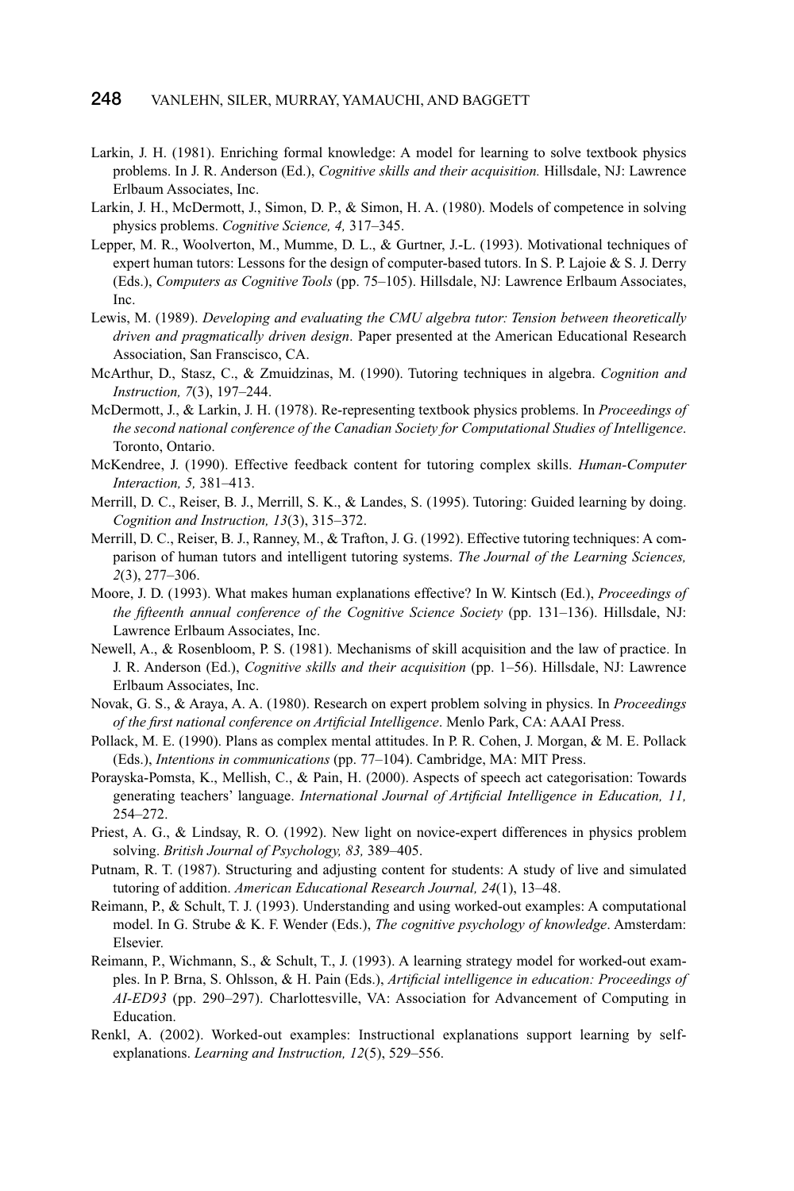Larkin, J. H. (1981). Enriching formal knowledge: A model for learning to solve textbook physics problems. In J. R. Anderson (Ed.), *Cognitive skills and their acquisition.* Hillsdale, NJ: Lawrence Erlbaum Associates, Inc.

Larkin, J. H., McDermott, J., Simon, D. P., & Simon, H. A. (1980). Models of competence in solving physics problems. *Cognitive Science, 4,* 317–345.

Lepper, M. R., Woolverton, M., Mumme, D. L., & Gurtner, J.-L. (1993). Motivational techniques of expert human tutors: Lessons for the design of computer-based tutors. In S. P. Lajoie & S. J. Derry (Eds.), *Computers as Cognitive Tools* (pp. 75–105). Hillsdale, NJ: Lawrence Erlbaum Associates, Inc.

Lewis, M. (1989). *Developing and evaluating the CMU algebra tutor: Tension between theoretically driven and pragmatically driven design*. Paper presented at the American Educational Research Association, San Franscisco, CA.

McArthur, D., Stasz, C., & Zmuidzinas, M. (1990). Tutoring techniques in algebra. *Cognition and Instruction, 7*(3), 197–244.

McDermott, J., & Larkin, J. H. (1978). Re-representing textbook physics problems. In *Proceedings of the second national conference of the Canadian Society for Computational Studies of Intelligence*. Toronto, Ontario.

McKendree, J. (1990). Effective feedback content for tutoring complex skills. *Human-Computer Interaction, 5,* 381–413.

Merrill, D. C., Reiser, B. J., Merrill, S. K., & Landes, S. (1995). Tutoring: Guided learning by doing. *Cognition and Instruction, 13*(3), 315–372.

Merrill, D. C., Reiser, B. J., Ranney, M., & Trafton, J. G. (1992). Effective tutoring techniques: A comparison of human tutors and intelligent tutoring systems. *The Journal of the Learning Sciences, 2*(3), 277–306.

Moore, J. D. (1993). What makes human explanations effective? In W. Kintsch (Ed.), *Proceedings of the fifteenth annual conference of the Cognitive Science Society* (pp. 131–136). Hillsdale, NJ: Lawrence Erlbaum Associates, Inc.

Newell, A., & Rosenbloom, P. S. (1981). Mechanisms of skill acquisition and the law of practice. In J. R. Anderson (Ed.), *Cognitive skills and their acquisition* (pp. 1–56). Hillsdale, NJ: Lawrence Erlbaum Associates, Inc.

Novak, G. S., & Araya, A. A. (1980). Research on expert problem solving in physics. In *Proceedings of the first national conference on Artificial Intelligence*. Menlo Park, CA: AAAI Press.

Pollack, M. E. (1990). Plans as complex mental attitudes. In P. R. Cohen, J. Morgan, & M. E. Pollack (Eds.), *Intentions in communications* (pp. 77–104). Cambridge, MA: MIT Press.

Porayska-Pomsta, K., Mellish, C., & Pain, H. (2000). Aspects of speech act categorisation: Towards generating teachers' language. *International Journal of Artificial Intelligence in Education, 11,* 254–272.

Priest, A. G., & Lindsay, R. O. (1992). New light on novice-expert differences in physics problem solving. *British Journal of Psychology, 83,* 389–405.

Putnam, R. T. (1987). Structuring and adjusting content for students: A study of live and simulated tutoring of addition. *American Educational Research Journal, 24*(1), 13–48.

Reimann, P., & Schult, T. J. (1993). Understanding and using worked-out examples: A computational model. In G. Strube & K. F. Wender (Eds.), *The cognitive psychology of knowledge*. Amsterdam: Elsevier.

Reimann, P., Wichmann, S., & Schult, T., J. (1993). A learning strategy model for worked-out examples. In P. Brna, S. Ohlsson, & H. Pain (Eds.), *Artificial intelligence in education: Proceedings of AI-ED93* (pp. 290–297). Charlottesville, VA: Association for Advancement of Computing in Education.

Renkl, A. (2002). Worked-out examples: Instructional explanations support learning by self-explanations. *Learning and Instruction, 12*(5), 529–556.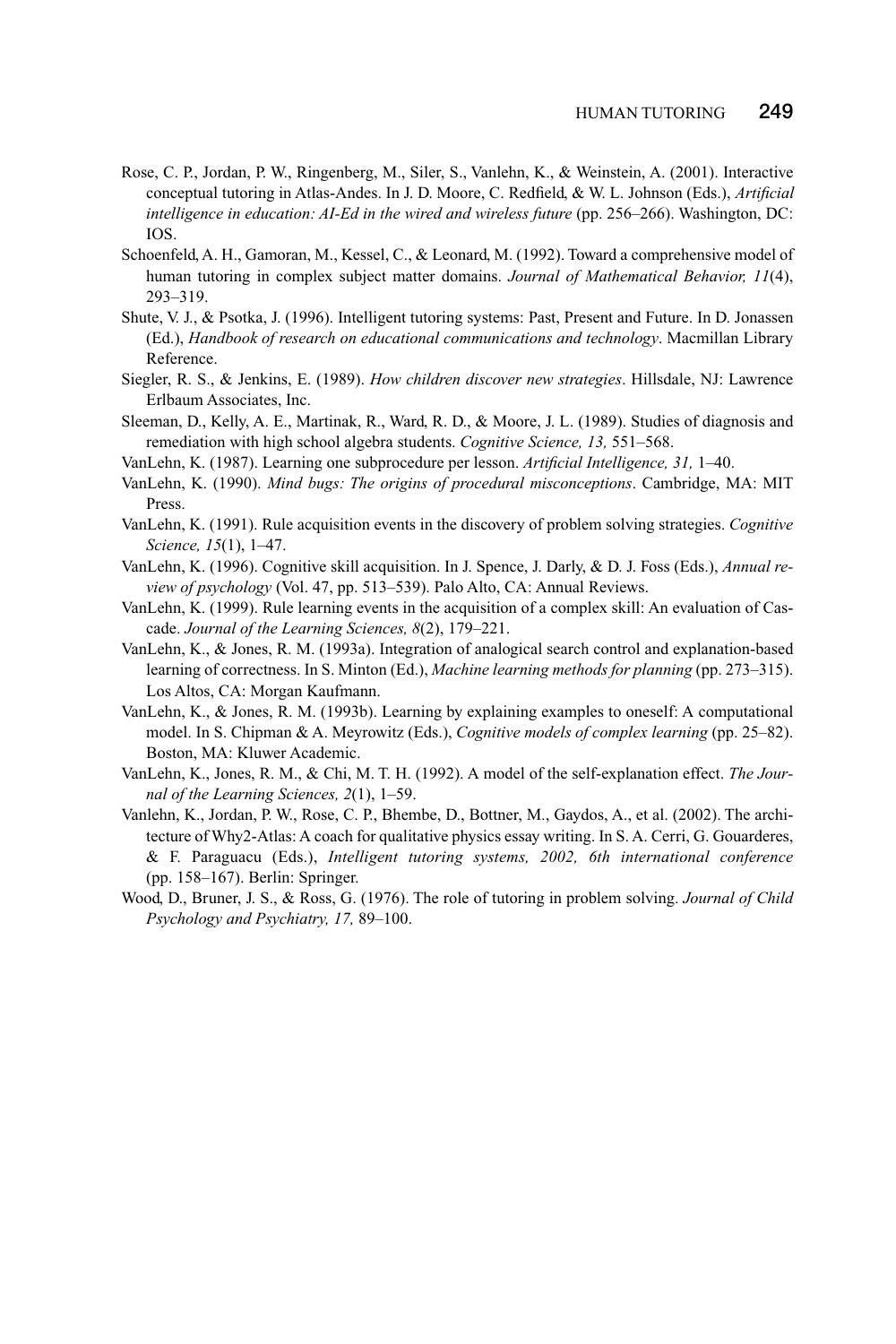Rose, C. P., Jordan, P. W., Ringenberg, M., Siler, S., Vanlehn, K., & Weinstein, A. (2001). Interactive conceptual tutoring in Atlas-Andes. In J. D. Moore, C. Redfield, & W. L. Johnson (Eds.), *Artificial intelligence in education: AI-Ed in the wired and wireless future* (pp. 256–266). Washington, DC: IOS.

Schoenfeld, A. H., Gamoran, M., Kessel, C., & Leonard, M. (1992). Toward a comprehensive model of human tutoring in complex subject matter domains. *Journal of Mathematical Behavior, 11*(4), 293–319.

Shute, V. J., & Psotka, J. (1996). Intelligent tutoring systems: Past, Present and Future. In D. Jonassen (Ed.), *Handbook of research on educational communications and technology*. Macmillan Library Reference.

Siegler, R. S., & Jenkins, E. (1989). *How children discover new strategies*. Hillsdale, NJ: Lawrence Erlbaum Associates, Inc.

Sleeman, D., Kelly, A. E., Martinak, R., Ward, R. D., & Moore, J. L. (1989). Studies of diagnosis and remediation with high school algebra students. *Cognitive Science, 13,* 551–568.

VanLehn, K. (1987). Learning one subprocedure per lesson. *Artificial Intelligence, 31,* 1–40.

VanLehn, K. (1990). *Mind bugs: The origins of procedural misconceptions*. Cambridge, MA: MIT Press.

VanLehn, K. (1991). Rule acquisition events in the discovery of problem solving strategies. *Cognitive Science, 15*(1), 1–47.

VanLehn, K. (1996). Cognitive skill acquisition. In J. Spence, J. Darly, & D. J. Foss (Eds.), *Annual review of psychology* (Vol. 47, pp. 513–539). Palo Alto, CA: Annual Reviews.

VanLehn, K. (1999). Rule learning events in the acquisition of a complex skill: An evaluation of Cascade. *Journal of the Learning Sciences, 8*(2), 179–221.

VanLehn, K., & Jones, R. M. (1993a). Integration of analogical search control and explanation-based learning of correctness. In S. Minton (Ed.), *Machine learning methods for planning* (pp. 273–315). Los Altos, CA: Morgan Kaufmann.

VanLehn, K., & Jones, R. M. (1993b). Learning by explaining examples to oneself: A computational model. In S. Chipman & A. Meyrowitz (Eds.), *Cognitive models of complex learning* (pp. 25–82). Boston, MA: Kluwer Academic.

VanLehn, K., Jones, R. M., & Chi, M. T. H. (1992). A model of the self-explanation effect. *The Journal of the Learning Sciences, 2*(1), 1–59.

Vanlehn, K., Jordan, P. W., Rose, C. P., Bhembe, D., Bottner, M., Gaydos, A., et al. (2002). The architecture of Why2-Atlas: A coach for qualitative physics essay writing. In S. A. Cerri, G. Gouarderes, & F. Paraguacu (Eds.), *Intelligent tutoring systems, 2002, 6th international conference* (pp. 158–167). Berlin: Springer.

Wood, D., Bruner, J. S., & Ross, G. (1976). The role of tutoring in problem solving. *Journal of Child Psychology and Psychiatry, 17,* 89–100.